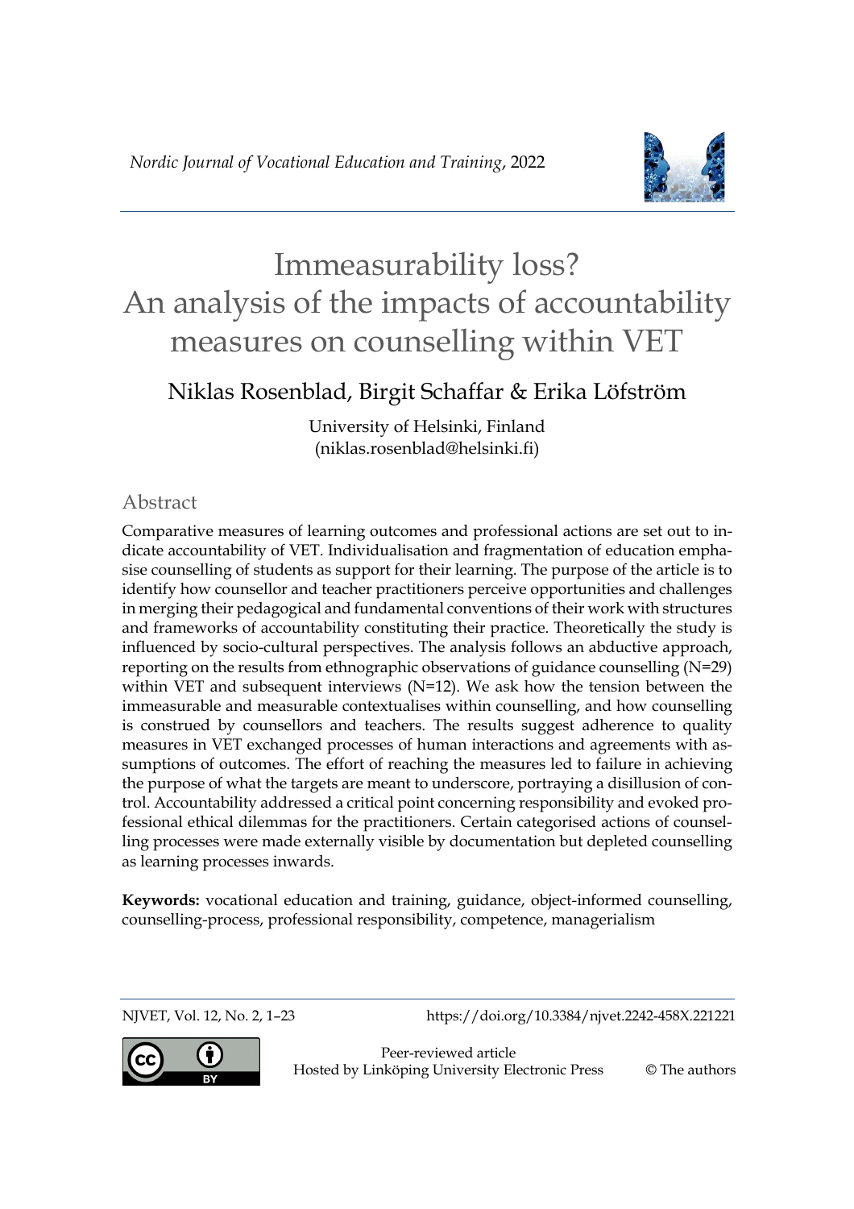*Nordic Journal of Vocational Education and Training*, 2022

# Immeasurability loss? An analysis of the impacts of accountability measures on counselling within VET

Niklas Rosenblad, Birgit Schaffar & Erika Löfström

University of Helsinki, Finland
(niklas.rosenblad@helsinki.fi)

## Abstract

Comparative measures of learning outcomes and professional actions are set out to indicate accountability of VET. Individualisation and fragmentation of education emphasise counselling of students as support for their learning. The purpose of the article is to identify how counsellor and teacher practitioners perceive opportunities and challenges in merging their pedagogical and fundamental conventions of their work with structures and frameworks of accountability constituting their practice. Theoretically the study is influenced by socio-cultural perspectives. The analysis follows an abductive approach, reporting on the results from ethnographic observations of guidance counselling (N=29) within VET and subsequent interviews (N=12). We ask how the tension between the immeasurable and measurable contextualises within counselling, and how counselling is construed by counsellors and teachers. The results suggest adherence to quality measures in VET exchanged processes of human interactions and agreements with assumptions of outcomes. The effort of reaching the measures led to failure in achieving the purpose of what the targets are meant to underscore, portraying a disillusion of control. Accountability addressed a critical point concerning responsibility and evoked professional ethical dilemmas for the practitioners. Certain categorised actions of counselling processes were made externally visible by documentation but depleted counselling as learning processes inwards.

**Keywords:** vocational education and training, guidance, object-informed counselling, counselling-process, professional responsibility, competence, managerialism

NJVET, Vol. 12, No. 2, 1–23 https://doi.org/10.3384/njvet.2242-458X.221221

Peer-reviewed article
Hosted by Linköping University Electronic Press © The authors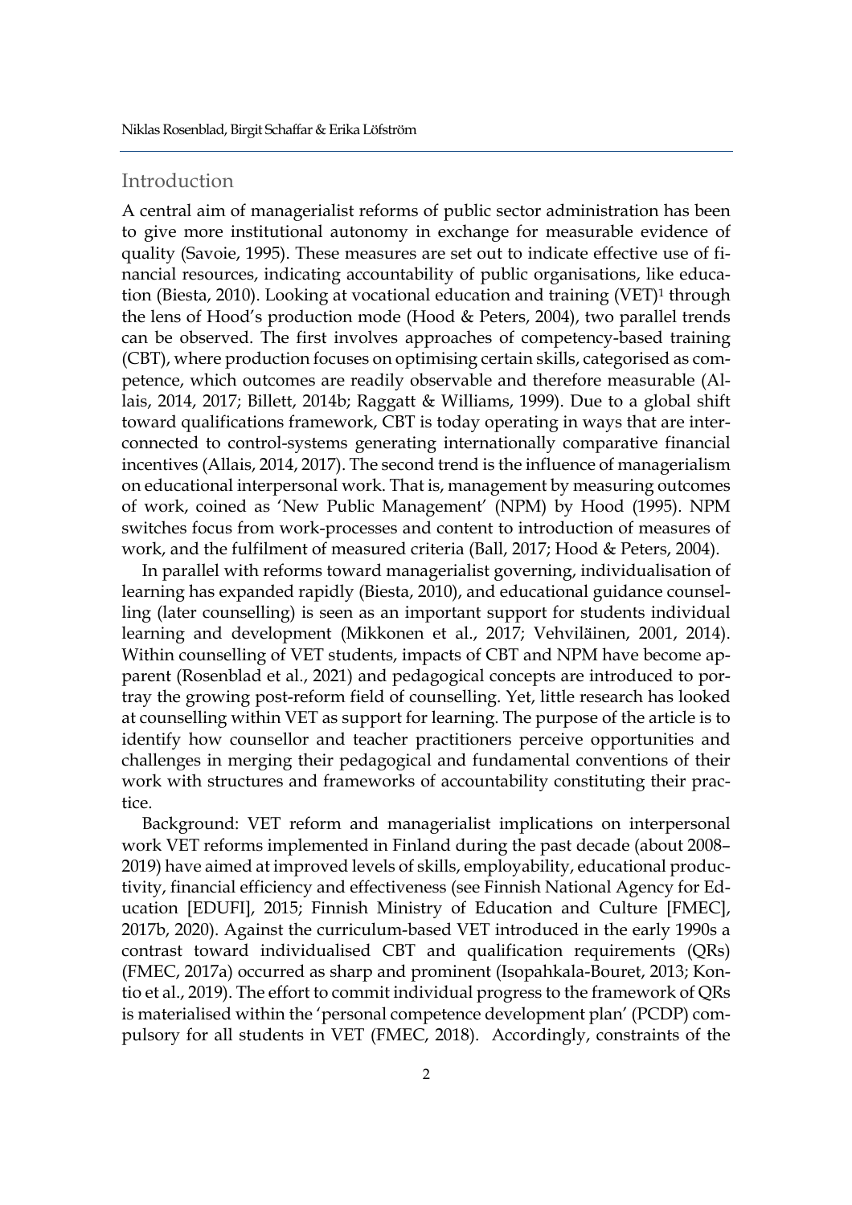## Introduction

A central aim of managerialist reforms of public sector administration has been to give more institutional autonomy in exchange for measurable evidence of quality (Savoie, 1995). These measures are set out to indicate effective use of financial resources, indicating accountability of public organisations, like education (Biesta, 2010). Looking at vocational education and training (VET)[1] through the lens of Hood's production mode (Hood & Peters, 2004), two parallel trends can be observed. The first involves approaches of competency-based training (CBT), where production focuses on optimising certain skills, categorised as competence, which outcomes are readily observable and therefore measurable (Allais, 2014, 2017; Billett, 2014b; Raggatt & Williams, 1999). Due to a global shift toward qualifications framework, CBT is today operating in ways that are interconnected to control-systems generating internationally comparative financial incentives (Allais, 2014, 2017). The second trend is the influence of managerialism on educational interpersonal work. That is, management by measuring outcomes of work, coined as 'New Public Management' (NPM) by Hood (1995). NPM switches focus from work-processes and content to introduction of measures of work, and the fulfilment of measured criteria (Ball, 2017; Hood & Peters, 2004).

In parallel with reforms toward managerialist governing, individualisation of learning has expanded rapidly (Biesta, 2010), and educational guidance counselling (later counselling) is seen as an important support for students individual learning and development (Mikkonen et al., 2017; Vehviläinen, 2001, 2014). Within counselling of VET students, impacts of CBT and NPM have become apparent (Rosenblad et al., 2021) and pedagogical concepts are introduced to portray the growing post-reform field of counselling. Yet, little research has looked at counselling within VET as support for learning. The purpose of the article is to identify how counsellor and teacher practitioners perceive opportunities and challenges in merging their pedagogical and fundamental conventions of their work with structures and frameworks of accountability constituting their practice.

Background: VET reform and managerialist implications on interpersonal work VET reforms implemented in Finland during the past decade (about 2008–2019) have aimed at improved levels of skills, employability, educational productivity, financial efficiency and effectiveness (see Finnish National Agency for Education [EDUFI], 2015; Finnish Ministry of Education and Culture [FMEC], 2017b, 2020). Against the curriculum-based VET introduced in the early 1990s a contrast toward individualised CBT and qualification requirements (QRs) (FMEC, 2017a) occurred as sharp and prominent (Isopahkala-Bouret, 2013; Kontio et al., 2019). The effort to commit individual progress to the framework of QRs is materialised within the 'personal competence development plan' (PCDP) compulsory for all students in VET (FMEC, 2018). Accordingly, constraints of the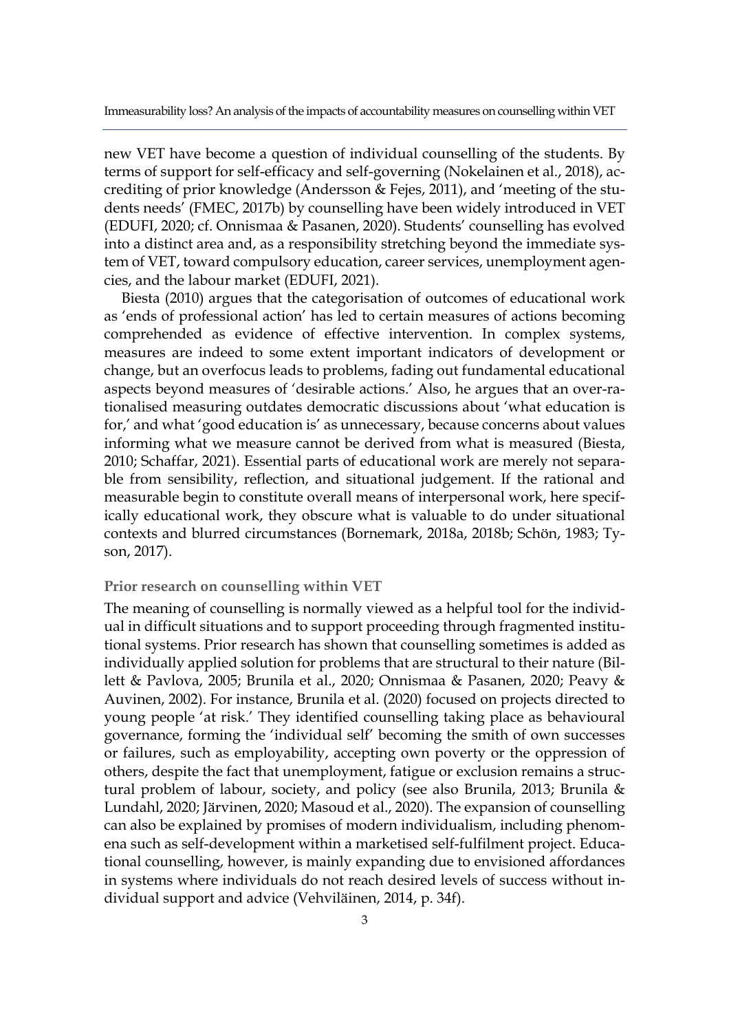new VET have become a question of individual counselling of the students. By terms of support for self-efficacy and self-governing (Nokelainen et al., 2018), accrediting of prior knowledge (Andersson & Fejes, 2011), and 'meeting of the students needs' (FMEC, 2017b) by counselling have been widely introduced in VET (EDUFI, 2020; cf. Onnismaa & Pasanen, 2020). Students' counselling has evolved into a distinct area and, as a responsibility stretching beyond the immediate system of VET, toward compulsory education, career services, unemployment agencies, and the labour market (EDUFI, 2021).

Biesta (2010) argues that the categorisation of outcomes of educational work as 'ends of professional action' has led to certain measures of actions becoming comprehended as evidence of effective intervention. In complex systems, measures are indeed to some extent important indicators of development or change, but an overfocus leads to problems, fading out fundamental educational aspects beyond measures of 'desirable actions.' Also, he argues that an over-rationalised measuring outdates democratic discussions about 'what education is for,' and what 'good education is' as unnecessary, because concerns about values informing what we measure cannot be derived from what is measured (Biesta, 2010; Schaffar, 2021). Essential parts of educational work are merely not separable from sensibility, reflection, and situational judgement. If the rational and measurable begin to constitute overall means of interpersonal work, here specifically educational work, they obscure what is valuable to do under situational contexts and blurred circumstances (Bornemark, 2018a, 2018b; Schön, 1983; Tyson, 2017).

### Prior research on counselling within VET

The meaning of counselling is normally viewed as a helpful tool for the individual in difficult situations and to support proceeding through fragmented institutional systems. Prior research has shown that counselling sometimes is added as individually applied solution for problems that are structural to their nature (Billett & Pavlova, 2005; Brunila et al., 2020; Onnismaa & Pasanen, 2020; Peavy & Auvinen, 2002). For instance, Brunila et al. (2020) focused on projects directed to young people 'at risk.' They identified counselling taking place as behavioural governance, forming the 'individual self' becoming the smith of own successes or failures, such as employability, accepting own poverty or the oppression of others, despite the fact that unemployment, fatigue or exclusion remains a structural problem of labour, society, and policy (see also Brunila, 2013; Brunila & Lundahl, 2020; Järvinen, 2020; Masoud et al., 2020). The expansion of counselling can also be explained by promises of modern individualism, including phenomena such as self-development within a marketised self-fulfilment project. Educational counselling, however, is mainly expanding due to envisioned affordances in systems where individuals do not reach desired levels of success without individual support and advice (Vehviläinen, 2014, p. 34f).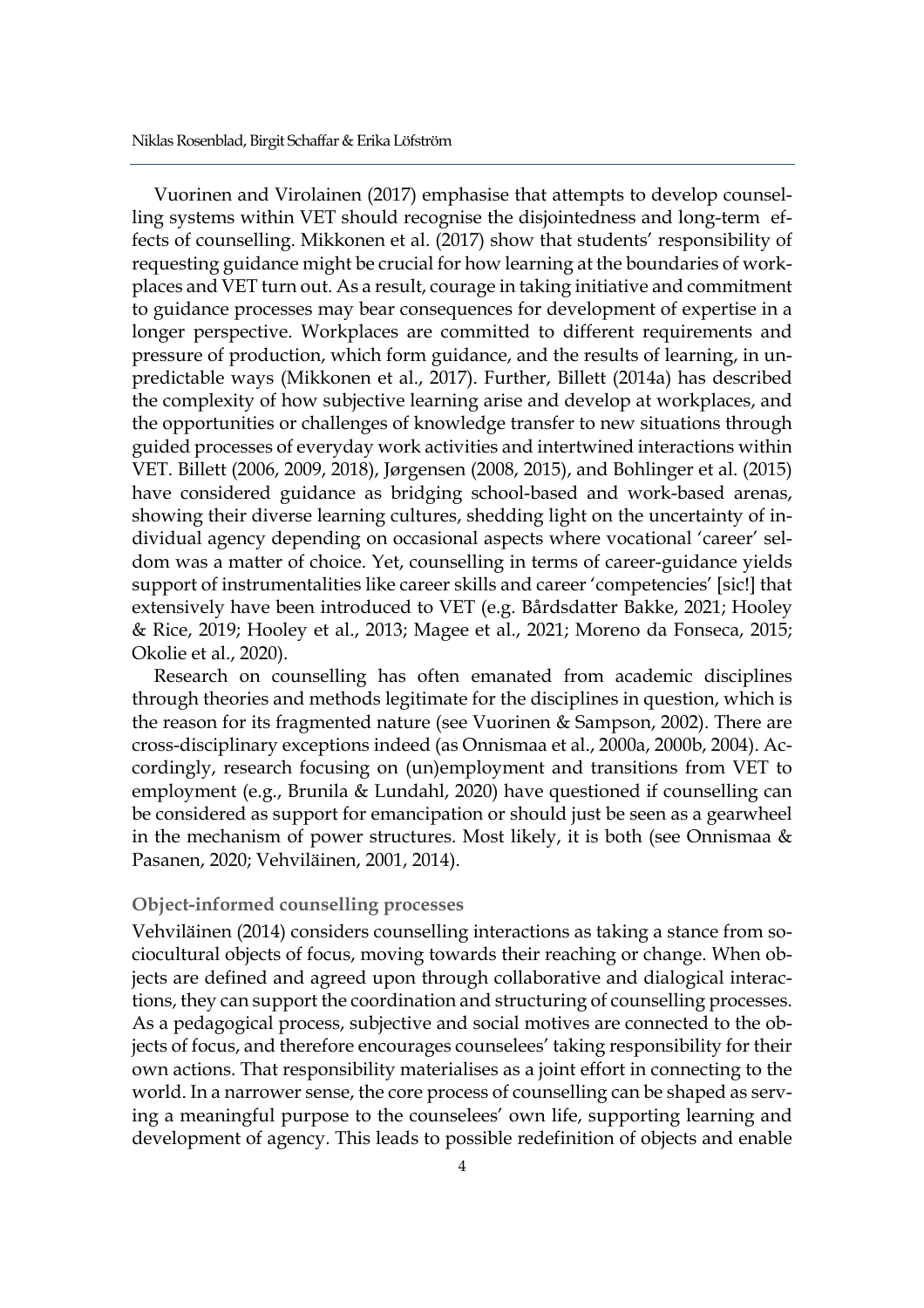Vuorinen and Virolainen (2017) emphasise that attempts to develop counselling systems within VET should recognise the disjointedness and long-term effects of counselling. Mikkonen et al. (2017) show that students' responsibility of requesting guidance might be crucial for how learning at the boundaries of workplaces and VET turn out. As a result, courage in taking initiative and commitment to guidance processes may bear consequences for development of expertise in a longer perspective. Workplaces are committed to different requirements and pressure of production, which form guidance, and the results of learning, in unpredictable ways (Mikkonen et al., 2017). Further, Billett (2014a) has described the complexity of how subjective learning arise and develop at workplaces, and the opportunities or challenges of knowledge transfer to new situations through guided processes of everyday work activities and intertwined interactions within VET. Billett (2006, 2009, 2018), Jørgensen (2008, 2015), and Bohlinger et al. (2015) have considered guidance as bridging school-based and work-based arenas, showing their diverse learning cultures, shedding light on the uncertainty of individual agency depending on occasional aspects where vocational 'career' seldom was a matter of choice. Yet, counselling in terms of career-guidance yields support of instrumentalities like career skills and career 'competencies' [sic!] that extensively have been introduced to VET (e.g. Bårdsdatter Bakke, 2021; Hooley & Rice, 2019; Hooley et al., 2013; Magee et al., 2021; Moreno da Fonseca, 2015; Okolie et al., 2020).

Research on counselling has often emanated from academic disciplines through theories and methods legitimate for the disciplines in question, which is the reason for its fragmented nature (see Vuorinen & Sampson, 2002). There are cross-disciplinary exceptions indeed (as Onnismaa et al., 2000a, 2000b, 2004). Accordingly, research focusing on (un)employment and transitions from VET to employment (e.g., Brunila & Lundahl, 2020) have questioned if counselling can be considered as support for emancipation or should just be seen as a gearwheel in the mechanism of power structures. Most likely, it is both (see Onnismaa & Pasanen, 2020; Vehviläinen, 2001, 2014).

### Object-informed counselling processes

Vehviläinen (2014) considers counselling interactions as taking a stance from sociocultural objects of focus, moving towards their reaching or change. When objects are defined and agreed upon through collaborative and dialogical interactions, they can support the coordination and structuring of counselling processes. As a pedagogical process, subjective and social motives are connected to the objects of focus, and therefore encourages counselees' taking responsibility for their own actions. That responsibility materialises as a joint effort in connecting to the world. In a narrower sense, the core process of counselling can be shaped as serving a meaningful purpose to the counselees' own life, supporting learning and development of agency. This leads to possible redefinition of objects and enable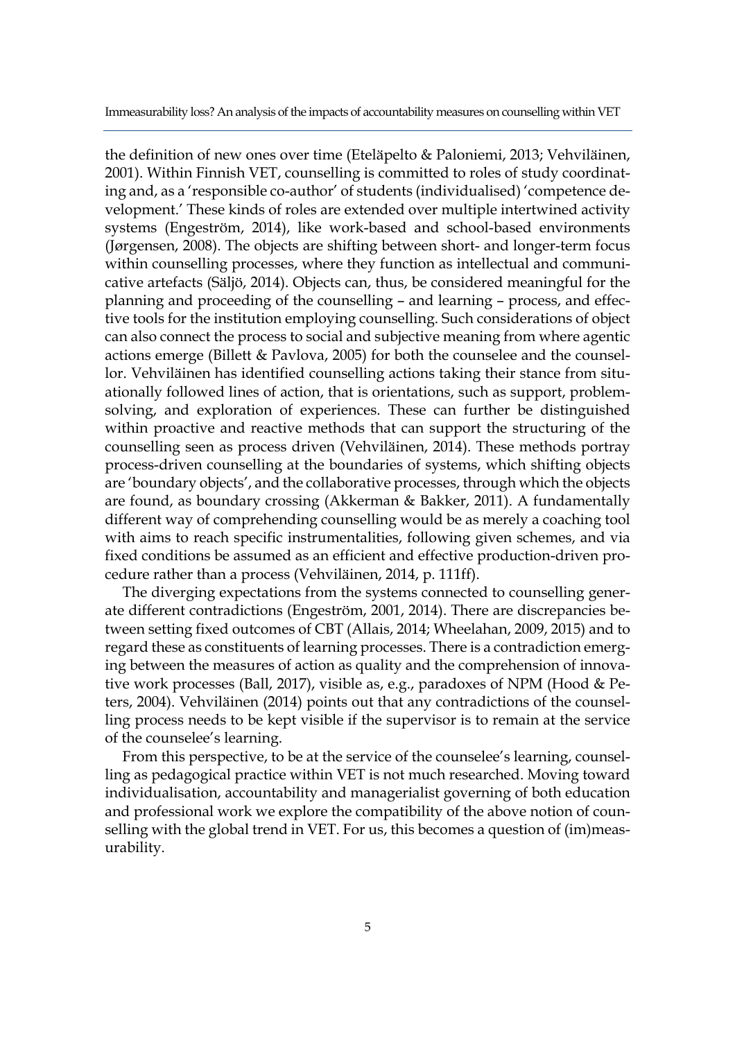the definition of new ones over time (Eteläpelto & Paloniemi, 2013; Vehviläinen, 2001). Within Finnish VET, counselling is committed to roles of study coordinating and, as a 'responsible co-author' of students (individualised) 'competence development.' These kinds of roles are extended over multiple intertwined activity systems (Engeström, 2014), like work-based and school-based environments (Jørgensen, 2008). The objects are shifting between short- and longer-term focus within counselling processes, where they function as intellectual and communicative artefacts (Säljö, 2014). Objects can, thus, be considered meaningful for the planning and proceeding of the counselling – and learning – process, and effective tools for the institution employing counselling. Such considerations of object can also connect the process to social and subjective meaning from where agentic actions emerge (Billett & Pavlova, 2005) for both the counselee and the counsellor. Vehviläinen has identified counselling actions taking their stance from situationally followed lines of action, that is orientations, such as support, problem-solving, and exploration of experiences. These can further be distinguished within proactive and reactive methods that can support the structuring of the counselling seen as process driven (Vehviläinen, 2014). These methods portray process-driven counselling at the boundaries of systems, which shifting objects are 'boundary objects', and the collaborative processes, through which the objects are found, as boundary crossing (Akkerman & Bakker, 2011). A fundamentally different way of comprehending counselling would be as merely a coaching tool with aims to reach specific instrumentalities, following given schemes, and via fixed conditions be assumed as an efficient and effective production-driven procedure rather than a process (Vehviläinen, 2014, p. 111ff).

The diverging expectations from the systems connected to counselling generate different contradictions (Engeström, 2001, 2014). There are discrepancies between setting fixed outcomes of CBT (Allais, 2014; Wheelahan, 2009, 2015) and to regard these as constituents of learning processes. There is a contradiction emerging between the measures of action as quality and the comprehension of innovative work processes (Ball, 2017), visible as, e.g., paradoxes of NPM (Hood & Peters, 2004). Vehviläinen (2014) points out that any contradictions of the counselling process needs to be kept visible if the supervisor is to remain at the service of the counselee's learning.

From this perspective, to be at the service of the counselee's learning, counselling as pedagogical practice within VET is not much researched. Moving toward individualisation, accountability and managerialist governing of both education and professional work we explore the compatibility of the above notion of counselling with the global trend in VET. For us, this becomes a question of (im)measurability.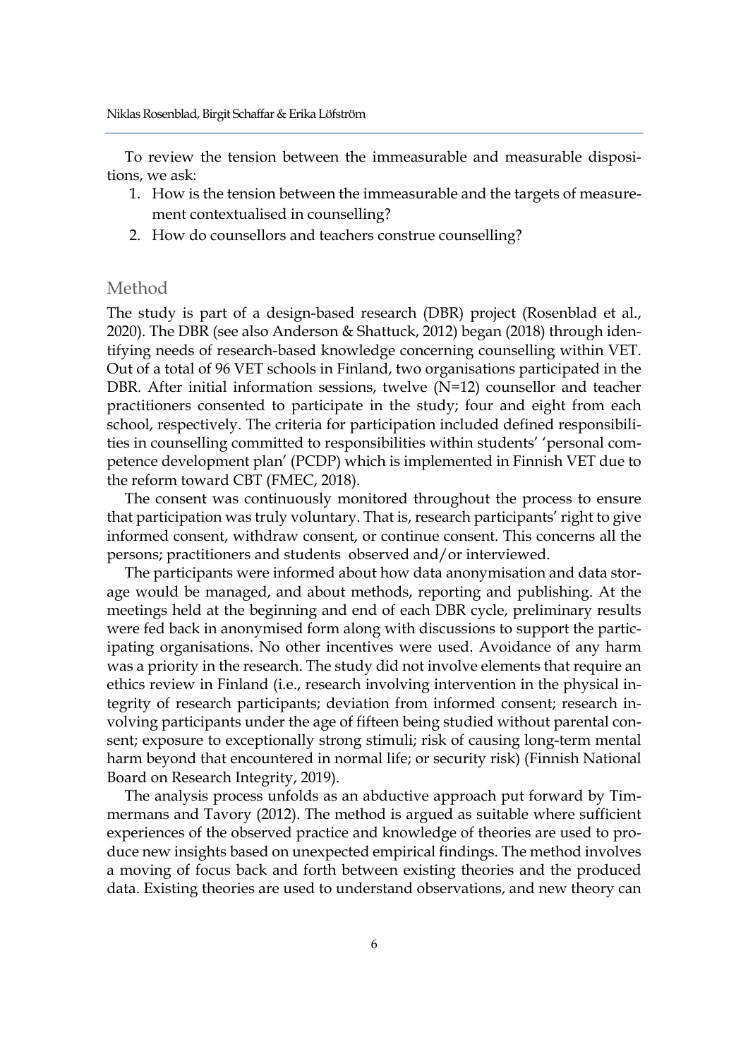To review the tension between the immeasurable and measurable dispositions, we ask:

1. How is the tension between the immeasurable and the targets of measurement contextualised in counselling?
2. How do counsellors and teachers construe counselling?

## Method

The study is part of a design-based research (DBR) project (Rosenblad et al., 2020). The DBR (see also Anderson & Shattuck, 2012) began (2018) through identifying needs of research-based knowledge concerning counselling within VET. Out of a total of 96 VET schools in Finland, two organisations participated in the DBR. After initial information sessions, twelve (N=12) counsellor and teacher practitioners consented to participate in the study; four and eight from each school, respectively. The criteria for participation included defined responsibilities in counselling committed to responsibilities within students' 'personal competence development plan' (PCDP) which is implemented in Finnish VET due to the reform toward CBT (FMEC, 2018).

The consent was continuously monitored throughout the process to ensure that participation was truly voluntary. That is, research participants' right to give informed consent, withdraw consent, or continue consent. This concerns all the persons; practitioners and students observed and/or interviewed.

The participants were informed about how data anonymisation and data storage would be managed, and about methods, reporting and publishing. At the meetings held at the beginning and end of each DBR cycle, preliminary results were fed back in anonymised form along with discussions to support the participating organisations. No other incentives were used. Avoidance of any harm was a priority in the research. The study did not involve elements that require an ethics review in Finland (i.e., research involving intervention in the physical integrity of research participants; deviation from informed consent; research involving participants under the age of fifteen being studied without parental consent; exposure to exceptionally strong stimuli; risk of causing long-term mental harm beyond that encountered in normal life; or security risk) (Finnish National Board on Research Integrity, 2019).

The analysis process unfolds as an abductive approach put forward by Timmermans and Tavory (2012). The method is argued as suitable where sufficient experiences of the observed practice and knowledge of theories are used to produce new insights based on unexpected empirical findings. The method involves a moving of focus back and forth between existing theories and the produced data. Existing theories are used to understand observations, and new theory can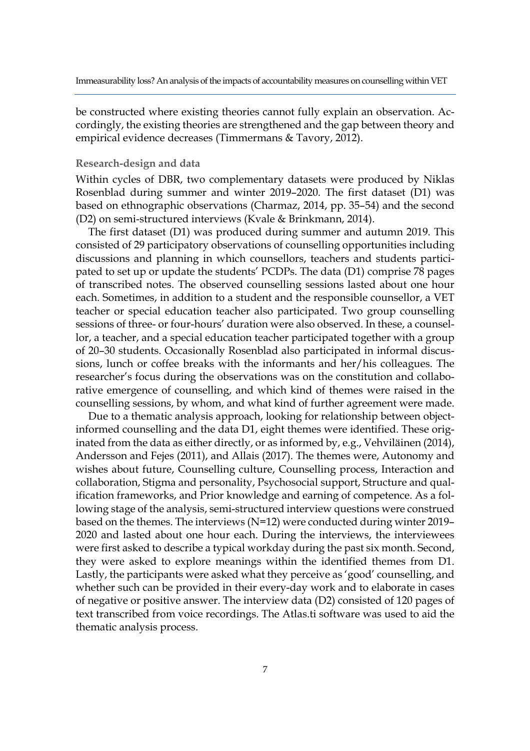be constructed where existing theories cannot fully explain an observation. Accordingly, the existing theories are strengthened and the gap between theory and empirical evidence decreases (Timmermans & Tavory, 2012).

### Research-design and data

Within cycles of DBR, two complementary datasets were produced by Niklas Rosenblad during summer and winter 2019–2020. The first dataset (D1) was based on ethnographic observations (Charmaz, 2014, pp. 35–54) and the second (D2) on semi-structured interviews (Kvale & Brinkmann, 2014).

The first dataset (D1) was produced during summer and autumn 2019. This consisted of 29 participatory observations of counselling opportunities including discussions and planning in which counsellors, teachers and students participated to set up or update the students' PCDPs. The data (D1) comprise 78 pages of transcribed notes. The observed counselling sessions lasted about one hour each. Sometimes, in addition to a student and the responsible counsellor, a VET teacher or special education teacher also participated. Two group counselling sessions of three- or four-hours' duration were also observed. In these, a counsellor, a teacher, and a special education teacher participated together with a group of 20–30 students. Occasionally Rosenblad also participated in informal discussions, lunch or coffee breaks with the informants and her/his colleagues. The researcher's focus during the observations was on the constitution and collaborative emergence of counselling, and which kind of themes were raised in the counselling sessions, by whom, and what kind of further agreement were made.

Due to a thematic analysis approach, looking for relationship between object-informed counselling and the data D1, eight themes were identified. These originated from the data as either directly, or as informed by, e.g., Vehviläinen (2014), Andersson and Fejes (2011), and Allais (2017). The themes were, Autonomy and wishes about future, Counselling culture, Counselling process, Interaction and collaboration, Stigma and personality, Psychosocial support, Structure and qualification frameworks, and Prior knowledge and earning of competence. As a following stage of the analysis, semi-structured interview questions were construed based on the themes. The interviews (N=12) were conducted during winter 2019–2020 and lasted about one hour each. During the interviews, the interviewees were first asked to describe a typical workday during the past six month. Second, they were asked to explore meanings within the identified themes from D1. Lastly, the participants were asked what they perceive as 'good' counselling, and whether such can be provided in their every-day work and to elaborate in cases of negative or positive answer. The interview data (D2) consisted of 120 pages of text transcribed from voice recordings. The Atlas.ti software was used to aid the thematic analysis process.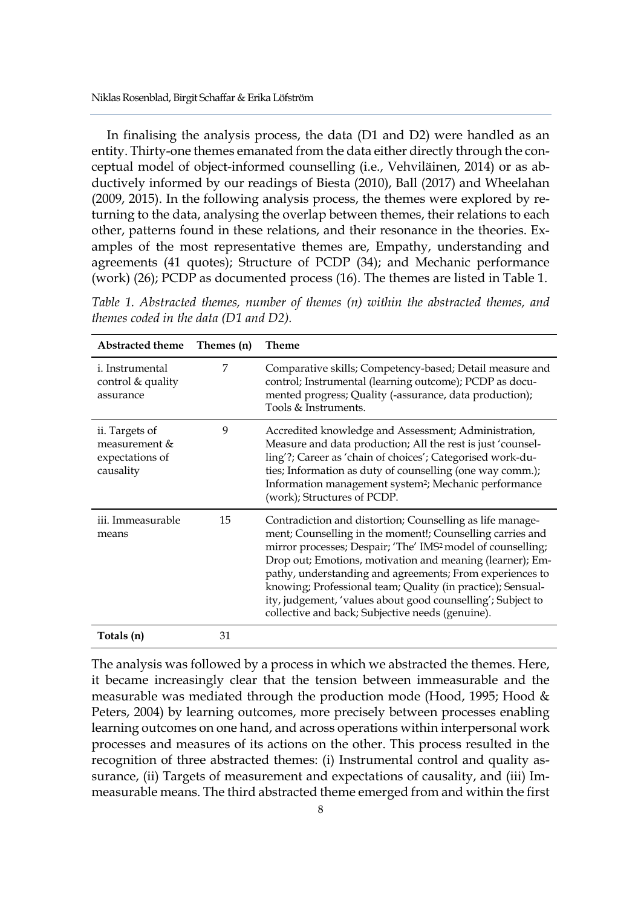In finalising the analysis process, the data (D1 and D2) were handled as an entity. Thirty-one themes emanated from the data either directly through the conceptual model of object-informed counselling (i.e., Vehviläinen, 2014) or as abductively informed by our readings of Biesta (2010), Ball (2017) and Wheelahan (2009, 2015). In the following analysis process, the themes were explored by returning to the data, analysing the overlap between themes, their relations to each other, patterns found in these relations, and their resonance in the theories. Examples of the most representative themes are, Empathy, understanding and agreements (41 quotes); Structure of PCDP (34); and Mechanic performance (work) (26); PCDP as documented process (16). The themes are listed in Table 1.

*Table 1. Abstracted themes, number of themes (n) within the abstracted themes, and themes coded in the data (D1 and D2).*

| Abstracted theme | Themes (n) | Theme |
|---|---|---|
| i. Instrumental control & quality assurance | 7 | Comparative skills; Competency-based; Detail measure and control; Instrumental (learning outcome); PCDP as documented progress; Quality (-assurance, data production); Tools & Instruments. |
| ii. Targets of measurement & expectations of causality | 9 | Accredited knowledge and Assessment; Administration, Measure and data production; All the rest is just 'counselling'?; Career as 'chain of choices'; Categorised work-duties; Information as duty of counselling (one way comm.); Information management system[2]; Mechanic performance (work); Structures of PCDP. |
| iii. Immeasurable means | 15 | Contradiction and distortion; Counselling as life management; Counselling in the moment!; Counselling carries and mirror processes; Despair; 'The' IMS[2] model of counselling; Drop out; Emotions, motivation and meaning (learner); Empathy, understanding and agreements; From experiences to knowing; Professional team; Quality (in practice); Sensuality, judgement, 'values about good counselling'; Subject to collective and back; Subjective needs (genuine). |
| **Totals (n)** | 31 | |

The analysis was followed by a process in which we abstracted the themes. Here, it became increasingly clear that the tension between immeasurable and the measurable was mediated through the production mode (Hood, 1995; Hood & Peters, 2004) by learning outcomes, more precisely between processes enabling learning outcomes on one hand, and across operations within interpersonal work processes and measures of its actions on the other. This process resulted in the recognition of three abstracted themes: (i) Instrumental control and quality assurance, (ii) Targets of measurement and expectations of causality, and (iii) Immeasurable means. The third abstracted theme emerged from and within the first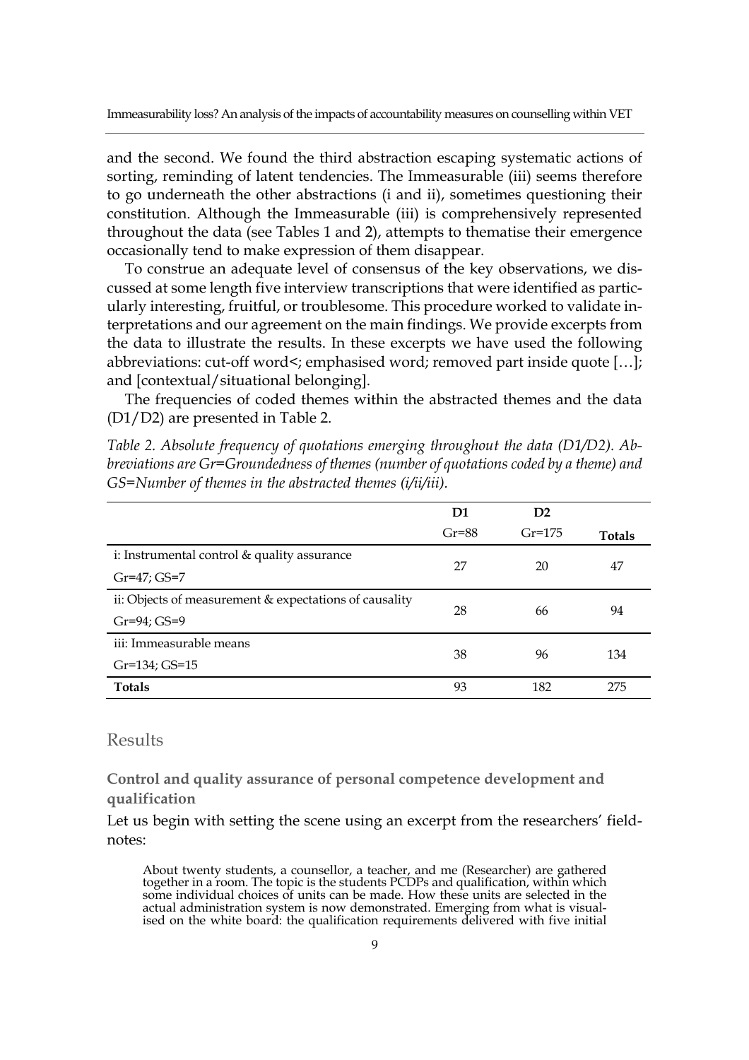and the second. We found the third abstraction escaping systematic actions of sorting, reminding of latent tendencies. The Immeasurable (iii) seems therefore to go underneath the other abstractions (i and ii), sometimes questioning their constitution. Although the Immeasurable (iii) is comprehensively represented throughout the data (see Tables 1 and 2), attempts to thematise their emergence occasionally tend to make expression of them disappear.

To construe an adequate level of consensus of the key observations, we discussed at some length five interview transcriptions that were identified as particularly interesting, fruitful, or troublesome. This procedure worked to validate interpretations and our agreement on the main findings. We provide excerpts from the data to illustrate the results. In these excerpts we have used the following abbreviations: cut-off word<; emphasised word; removed part inside quote […]; and [contextual/situational belonging].

The frequencies of coded themes within the abstracted themes and the data (D1/D2) are presented in Table 2.

*Table 2. Absolute frequency of quotations emerging throughout the data (D1/D2). Abbreviations are Gr=Groundedness of themes (number of quotations coded by a theme) and GS=Number of themes in the abstracted themes (i/ii/iii).*

| | D1<br>Gr=88 | D2<br>Gr=175 | **Totals** |
|---|---|---|---|
| i: Instrumental control & quality assurance<br>Gr=47; GS=7 | 27 | 20 | 47 |
| ii: Objects of measurement & expectations of causality<br>Gr=94; GS=9 | 28 | 66 | 94 |
| iii: Immeasurable means<br>Gr=134; GS=15 | 38 | 96 | 134 |
| **Totals** | 93 | 182 | 275 |

## Results

### Control and quality assurance of personal competence development and qualification

Let us begin with setting the scene using an excerpt from the researchers' fieldnotes:

> About twenty students, a counsellor, a teacher, and me (Researcher) are gathered together in a room. The topic is the students PCDPs and qualification, within which some individual choices of units can be made. How these units are selected in the actual administration system is now demonstrated. Emerging from what is visualised on the white board: the qualification requirements delivered with five initial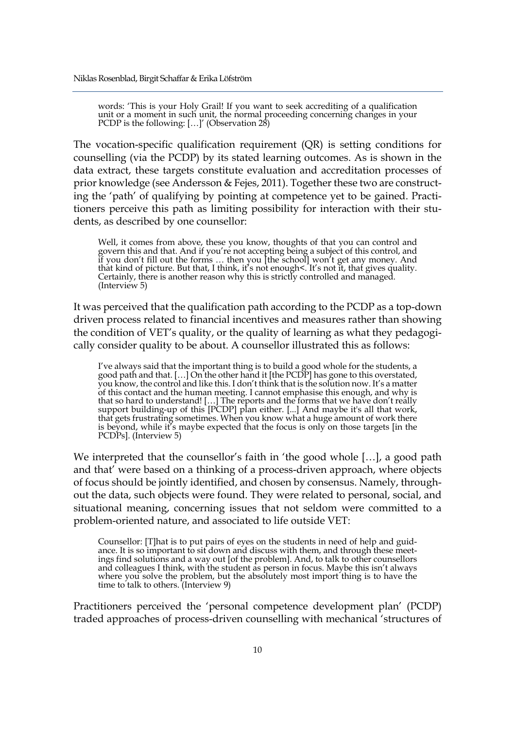> words: 'This is your Holy Grail! If you want to seek accrediting of a qualification unit or a moment in such unit, the normal proceeding concerning changes in your PCDP is the following: […]' (Observation 28)

The vocation-specific qualification requirement (QR) is setting conditions for counselling (via the PCDP) by its stated learning outcomes. As is shown in the data extract, these targets constitute evaluation and accreditation processes of prior knowledge (see Andersson & Fejes, 2011). Together these two are constructing the 'path' of qualifying by pointing at competence yet to be gained. Practitioners perceive this path as limiting possibility for interaction with their students, as described by one counsellor:

> Well, it comes from above, these you know, thoughts of that you can control and govern this and that. And if you're not accepting being a subject of this control, and if you don't fill out the forms … then you [the school] won't get any money. And that kind of picture. But that, I think, it's not enough<. It's not it, that gives quality. Certainly, there is another reason why this is strictly controlled and managed. (Interview 5)

It was perceived that the qualification path according to the PCDP as a top-down driven process related to financial incentives and measures rather than showing the condition of VET's quality, or the quality of learning as what they pedagogically consider quality to be about. A counsellor illustrated this as follows:

> I've always said that the important thing is to build a good whole for the students, a good path and that. […] On the other hand it [the PCDP] has gone to this overstated, you know, the control and like this. I don't think that is the solution now. It's a matter of this contact and the human meeting. I cannot emphasise this enough, and why is that so hard to understand! […] The reports and the forms that we have don't really support building-up of this [PCDP] plan either. [...] And maybe it's all that work, that gets frustrating sometimes. When you know what a huge amount of work there is beyond, while it's maybe expected that the focus is only on those targets [in the PCDPs]. (Interview 5)

We interpreted that the counsellor's faith in 'the good whole […], a good path and that' were based on a thinking of a process-driven approach, where objects of focus should be jointly identified, and chosen by consensus. Namely, throughout the data, such objects were found. They were related to personal, social, and situational meaning, concerning issues that not seldom were committed to a problem-oriented nature, and associated to life outside VET:

> Counsellor: [T]hat is to put pairs of eyes on the students in need of help and guidance. It is so important to sit down and discuss with them, and through these meetings find solutions and a way out [of the problem]. And, to talk to other counsellors and colleagues I think, with the student as person in focus. Maybe this isn't always where you solve the problem, but the absolutely most import thing is to have the time to talk to others. (Interview 9)

Practitioners perceived the 'personal competence development plan' (PCDP) traded approaches of process-driven counselling with mechanical 'structures of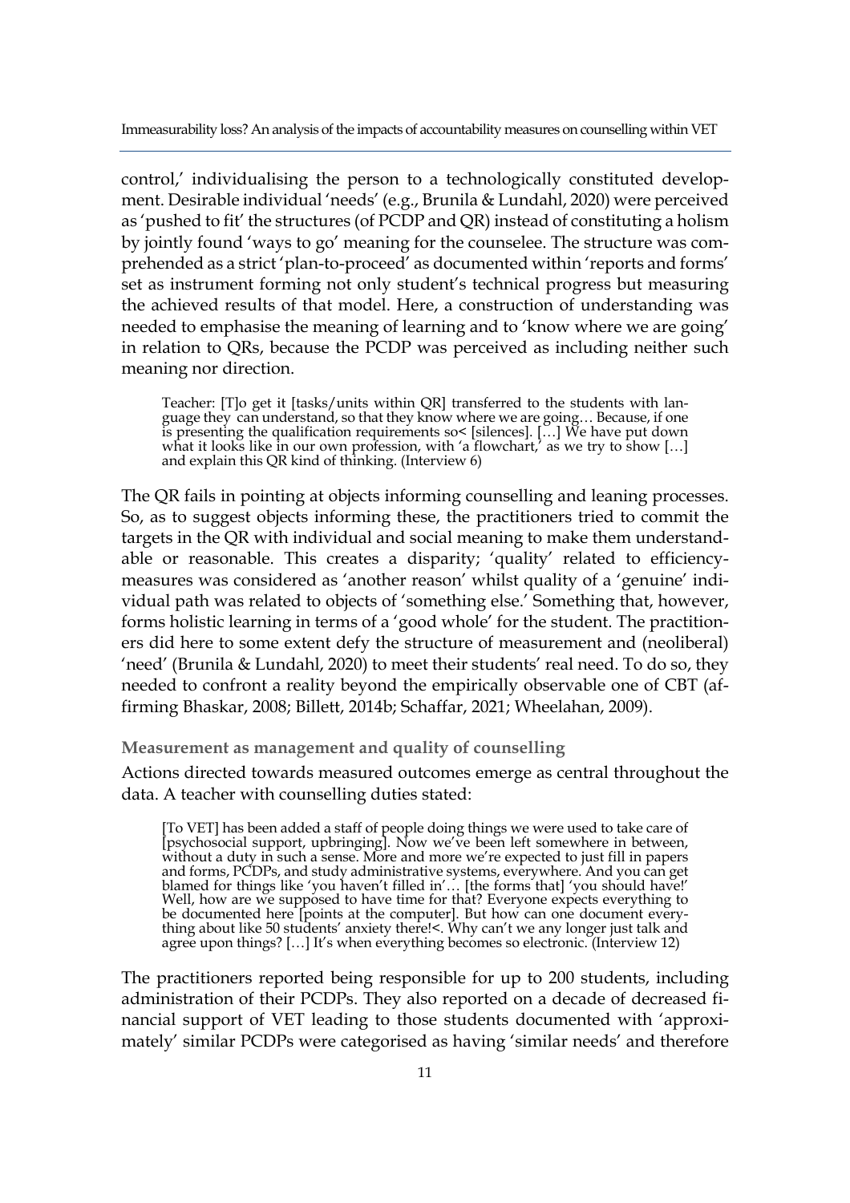control,' individualising the person to a technologically constituted development. Desirable individual 'needs' (e.g., Brunila & Lundahl, 2020) were perceived as 'pushed to fit' the structures (of PCDP and QR) instead of constituting a holism by jointly found 'ways to go' meaning for the counselee. The structure was comprehended as a strict 'plan-to-proceed' as documented within 'reports and forms' set as instrument forming not only student's technical progress but measuring the achieved results of that model. Here, a construction of understanding was needed to emphasise the meaning of learning and to 'know where we are going' in relation to QRs, because the PCDP was perceived as including neither such meaning nor direction.

> Teacher: [T]o get it [tasks/units within QR] transferred to the students with language they can understand, so that they know where we are going… Because, if one is presenting the qualification requirements so< [silences]. […] We have put down what it looks like in our own profession, with 'a flowchart,' as we try to show […] and explain this QR kind of thinking. (Interview 6)

The QR fails in pointing at objects informing counselling and leaning processes. So, as to suggest objects informing these, the practitioners tried to commit the targets in the QR with individual and social meaning to make them understandable or reasonable. This creates a disparity; 'quality' related to efficiency-measures was considered as 'another reason' whilst quality of a 'genuine' individual path was related to objects of 'something else.' Something that, however, forms holistic learning in terms of a 'good whole' for the student. The practitioners did here to some extent defy the structure of measurement and (neoliberal) 'need' (Brunila & Lundahl, 2020) to meet their students' real need. To do so, they needed to confront a reality beyond the empirically observable one of CBT (affirming Bhaskar, 2008; Billett, 2014b; Schaffar, 2021; Wheelahan, 2009).

### Measurement as management and quality of counselling

Actions directed towards measured outcomes emerge as central throughout the data. A teacher with counselling duties stated:

> [To VET] has been added a staff of people doing things we were used to take care of [psychosocial support, upbringing]. Now we've been left somewhere in between, without a duty in such a sense. More and more we're expected to just fill in papers and forms, PCDPs, and study administrative systems, everywhere. And you can get blamed for things like 'you haven't filled in'… [the forms that] 'you should have!' Well, how are we supposed to have time for that? Everyone expects everything to be documented here [points at the computer]. But how can one document everything about like 50 students' anxiety there!<. Why can't we any longer just talk and agree upon things? […] It's when everything becomes so electronic. (Interview 12)

The practitioners reported being responsible for up to 200 students, including administration of their PCDPs. They also reported on a decade of decreased financial support of VET leading to those students documented with 'approximately' similar PCDPs were categorised as having 'similar needs' and therefore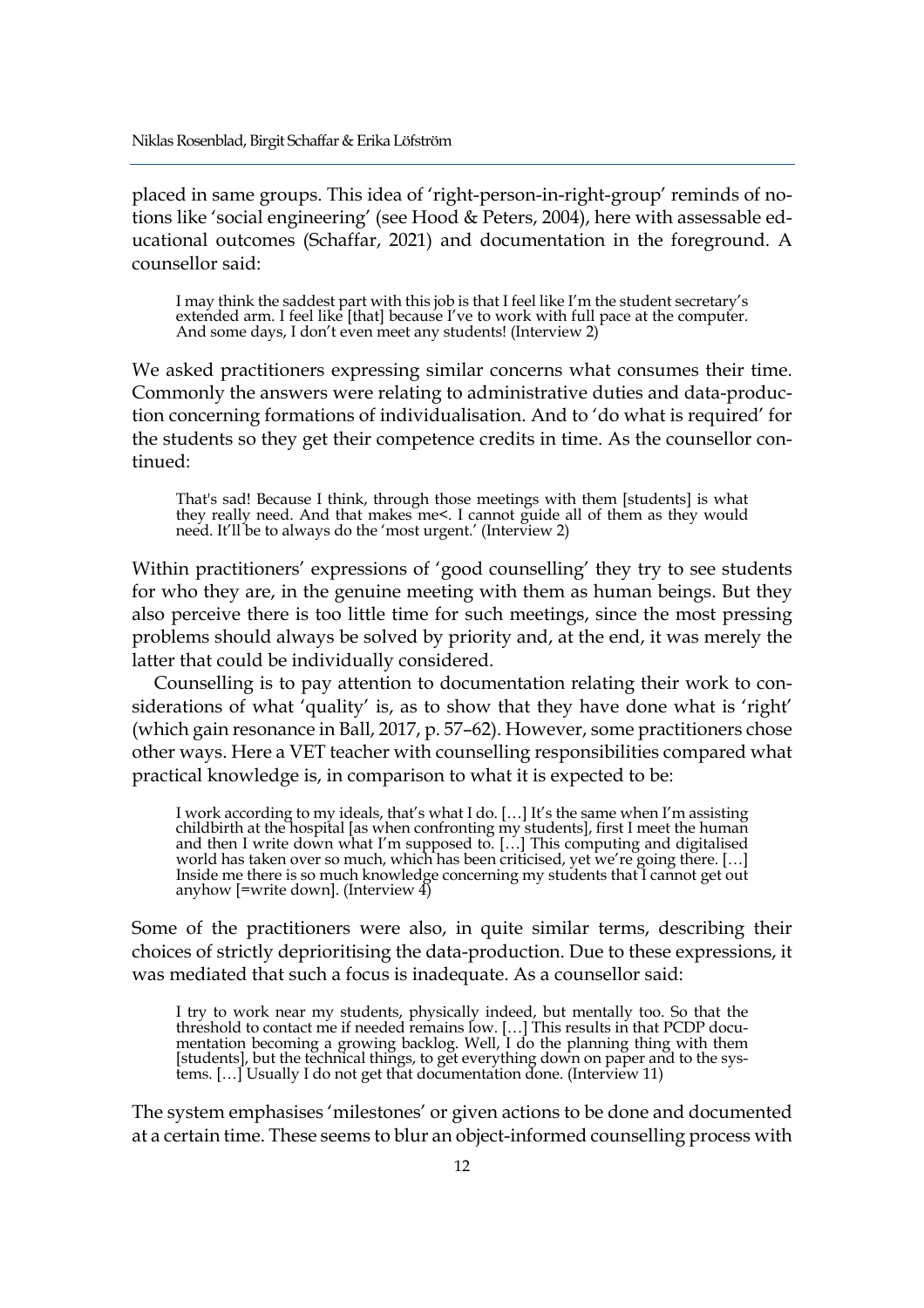placed in same groups. This idea of 'right-person-in-right-group' reminds of notions like 'social engineering' (see Hood & Peters, 2004), here with assessable educational outcomes (Schaffar, 2021) and documentation in the foreground. A counsellor said:

> I may think the saddest part with this job is that I feel like I'm the student secretary's extended arm. I feel like [that] because I've to work with full pace at the computer. And some days, I don't even meet any students! (Interview 2)

We asked practitioners expressing similar concerns what consumes their time. Commonly the answers were relating to administrative duties and data-production concerning formations of individualisation. And to 'do what is required' for the students so they get their competence credits in time. As the counsellor continued:

> That's sad! Because I think, through those meetings with them [students] is what they really need. And that makes me<. I cannot guide all of them as they would need. It'll be to always do the 'most urgent.' (Interview 2)

Within practitioners' expressions of 'good counselling' they try to see students for who they are, in the genuine meeting with them as human beings. But they also perceive there is too little time for such meetings, since the most pressing problems should always be solved by priority and, at the end, it was merely the latter that could be individually considered.

Counselling is to pay attention to documentation relating their work to considerations of what 'quality' is, as to show that they have done what is 'right' (which gain resonance in Ball, 2017, p. 57–62). However, some practitioners chose other ways. Here a VET teacher with counselling responsibilities compared what practical knowledge is, in comparison to what it is expected to be:

> I work according to my ideals, that's what I do. […] It's the same when I'm assisting childbirth at the hospital [as when confronting my students], first I meet the human and then I write down what I'm supposed to. […] This computing and digitalised world has taken over so much, which has been criticised, yet we're going there. […] Inside me there is so much knowledge concerning my students that I cannot get out anyhow [=write down]. (Interview 4)

Some of the practitioners were also, in quite similar terms, describing their choices of strictly deprioritising the data-production. Due to these expressions, it was mediated that such a focus is inadequate. As a counsellor said:

> I try to work near my students, physically indeed, but mentally too. So that the threshold to contact me if needed remains low. […] This results in that PCDP documentation becoming a growing backlog. Well, I do the planning thing with them [students], but the technical things, to get everything down on paper and to the systems. […] Usually I do not get that documentation done. (Interview 11)

The system emphasises 'milestones' or given actions to be done and documented at a certain time. These seems to blur an object-informed counselling process with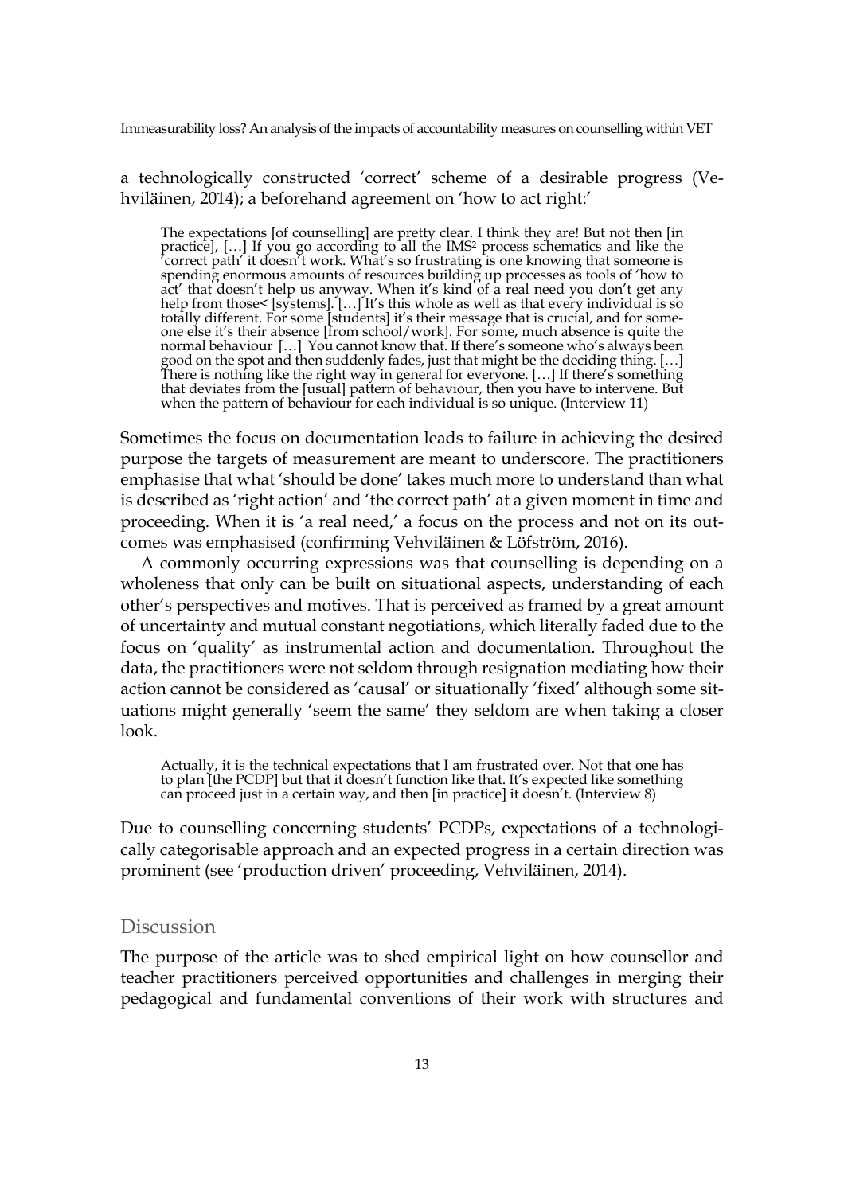a technologically constructed 'correct' scheme of a desirable progress (Vehviläinen, 2014); a beforehand agreement on 'how to act right:'

> The expectations [of counselling] are pretty clear. I think they are! But not then [in practice], […] If you go according to all the IMS[2] process schematics and like the 'correct path' it doesn't work. What's so frustrating is one knowing that someone is spending enormous amounts of resources building up processes as tools of 'how to act' that doesn't help us anyway. When it's kind of a real need you don't get any help from those< [systems]. […] It's this whole as well as that every individual is so totally different. For some [students] it's their message that is crucial, and for someone else it's their absence [from school/work]. For some, much absence is quite the normal behaviour […] You cannot know that. If there's someone who's always been good on the spot and then suddenly fades, just that might be the deciding thing. […] There is nothing like the right way in general for everyone. […] If there's something that deviates from the [usual] pattern of behaviour, then you have to intervene. But when the pattern of behaviour for each individual is so unique. (Interview 11)

Sometimes the focus on documentation leads to failure in achieving the desired purpose the targets of measurement are meant to underscore. The practitioners emphasise that what 'should be done' takes much more to understand than what is described as 'right action' and 'the correct path' at a given moment in time and proceeding. When it is 'a real need,' a focus on the process and not on its outcomes was emphasised (confirming Vehviläinen & Löfström, 2016).

A commonly occurring expressions was that counselling is depending on a wholeness that only can be built on situational aspects, understanding of each other's perspectives and motives. That is perceived as framed by a great amount of uncertainty and mutual constant negotiations, which literally faded due to the focus on 'quality' as instrumental action and documentation. Throughout the data, the practitioners were not seldom through resignation mediating how their action cannot be considered as 'causal' or situationally 'fixed' although some situations might generally 'seem the same' they seldom are when taking a closer look.

> Actually, it is the technical expectations that I am frustrated over. Not that one has to plan [the PCDP] but that it doesn't function like that. It's expected like something can proceed just in a certain way, and then [in practice] it doesn't. (Interview 8)

Due to counselling concerning students' PCDPs, expectations of a technologically categorisable approach and an expected progress in a certain direction was prominent (see 'production driven' proceeding, Vehviläinen, 2014).

## Discussion

The purpose of the article was to shed empirical light on how counsellor and teacher practitioners perceived opportunities and challenges in merging their pedagogical and fundamental conventions of their work with structures and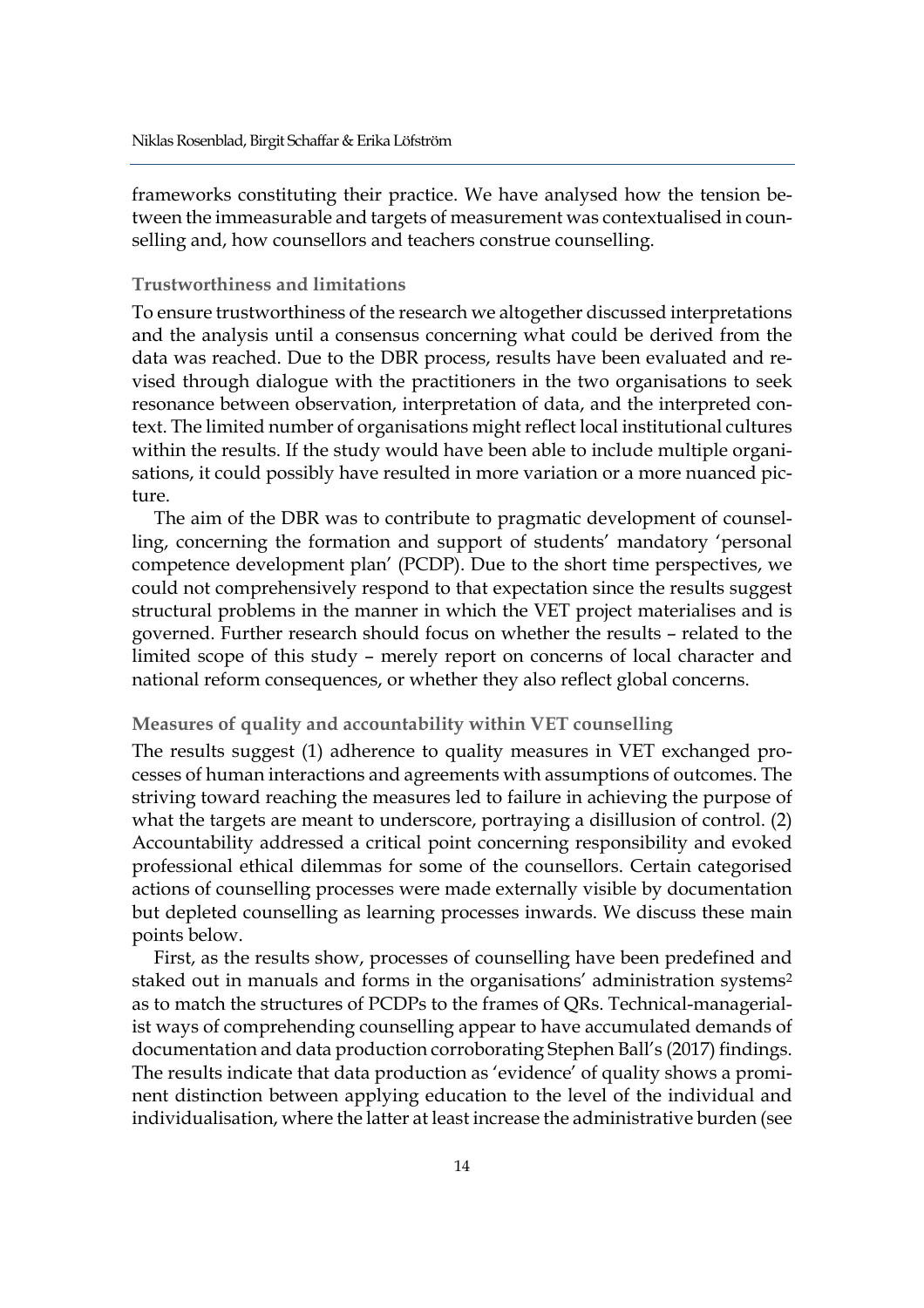frameworks constituting their practice. We have analysed how the tension between the immeasurable and targets of measurement was contextualised in counselling and, how counsellors and teachers construe counselling.

### Trustworthiness and limitations

To ensure trustworthiness of the research we altogether discussed interpretations and the analysis until a consensus concerning what could be derived from the data was reached. Due to the DBR process, results have been evaluated and revised through dialogue with the practitioners in the two organisations to seek resonance between observation, interpretation of data, and the interpreted context. The limited number of organisations might reflect local institutional cultures within the results. If the study would have been able to include multiple organisations, it could possibly have resulted in more variation or a more nuanced picture.

The aim of the DBR was to contribute to pragmatic development of counselling, concerning the formation and support of students' mandatory 'personal competence development plan' (PCDP). Due to the short time perspectives, we could not comprehensively respond to that expectation since the results suggest structural problems in the manner in which the VET project materialises and is governed. Further research should focus on whether the results – related to the limited scope of this study – merely report on concerns of local character and national reform consequences, or whether they also reflect global concerns.

### Measures of quality and accountability within VET counselling

The results suggest (1) adherence to quality measures in VET exchanged processes of human interactions and agreements with assumptions of outcomes. The striving toward reaching the measures led to failure in achieving the purpose of what the targets are meant to underscore, portraying a disillusion of control. (2) Accountability addressed a critical point concerning responsibility and evoked professional ethical dilemmas for some of the counsellors. Certain categorised actions of counselling processes were made externally visible by documentation but depleted counselling as learning processes inwards. We discuss these main points below.

First, as the results show, processes of counselling have been predefined and staked out in manuals and forms in the organisations' administration systems[2] as to match the structures of PCDPs to the frames of QRs. Technical-managerialist ways of comprehending counselling appear to have accumulated demands of documentation and data production corroborating Stephen Ball's (2017) findings. The results indicate that data production as 'evidence' of quality shows a prominent distinction between applying education to the level of the individual and individualisation, where the latter at least increase the administrative burden (see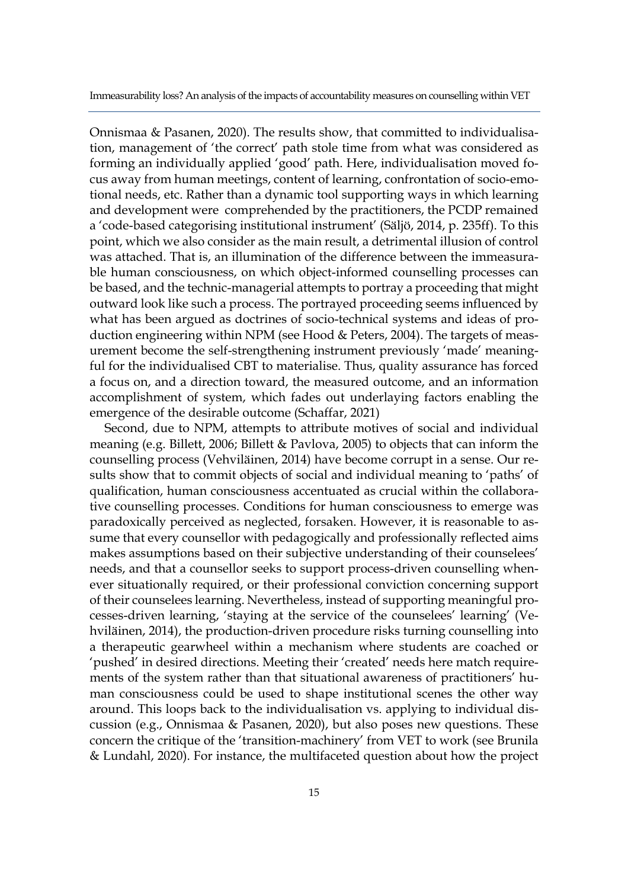Onnismaa & Pasanen, 2020). The results show, that committed to individualisation, management of 'the correct' path stole time from what was considered as forming an individually applied 'good' path. Here, individualisation moved focus away from human meetings, content of learning, confrontation of socio-emotional needs, etc. Rather than a dynamic tool supporting ways in which learning and development were comprehended by the practitioners, the PCDP remained a 'code-based categorising institutional instrument' (Säljö, 2014, p. 235ff). To this point, which we also consider as the main result, a detrimental illusion of control was attached. That is, an illumination of the difference between the immeasurable human consciousness, on which object-informed counselling processes can be based, and the technic-managerial attempts to portray a proceeding that might outward look like such a process. The portrayed proceeding seems influenced by what has been argued as doctrines of socio-technical systems and ideas of production engineering within NPM (see Hood & Peters, 2004). The targets of measurement become the self-strengthening instrument previously 'made' meaningful for the individualised CBT to materialise. Thus, quality assurance has forced a focus on, and a direction toward, the measured outcome, and an information accomplishment of system, which fades out underlaying factors enabling the emergence of the desirable outcome (Schaffar, 2021)

Second, due to NPM, attempts to attribute motives of social and individual meaning (e.g. Billett, 2006; Billett & Pavlova, 2005) to objects that can inform the counselling process (Vehviläinen, 2014) have become corrupt in a sense. Our results show that to commit objects of social and individual meaning to 'paths' of qualification, human consciousness accentuated as crucial within the collaborative counselling processes. Conditions for human consciousness to emerge was paradoxically perceived as neglected, forsaken. However, it is reasonable to assume that every counsellor with pedagogically and professionally reflected aims makes assumptions based on their subjective understanding of their counselees' needs, and that a counsellor seeks to support process-driven counselling whenever situationally required, or their professional conviction concerning support of their counselees learning. Nevertheless, instead of supporting meaningful processes-driven learning, 'staying at the service of the counselees' learning' (Vehviläinen, 2014), the production-driven procedure risks turning counselling into a therapeutic gearwheel within a mechanism where students are coached or 'pushed' in desired directions. Meeting their 'created' needs here match requirements of the system rather than that situational awareness of practitioners' human consciousness could be used to shape institutional scenes the other way around. This loops back to the individualisation vs. applying to individual discussion (e.g., Onnismaa & Pasanen, 2020), but also poses new questions. These concern the critique of the 'transition-machinery' from VET to work (see Brunila & Lundahl, 2020). For instance, the multifaceted question about how the project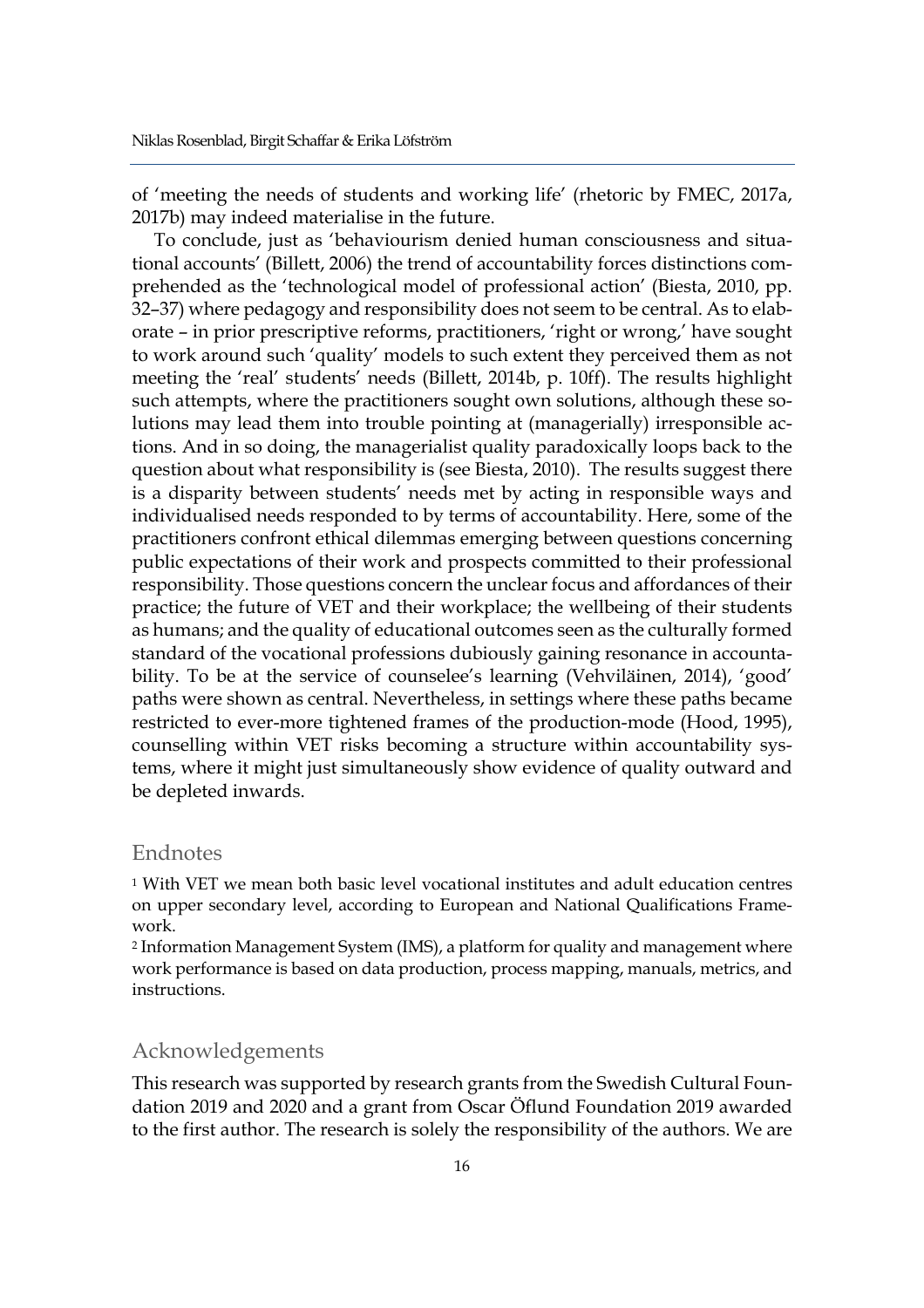of 'meeting the needs of students and working life' (rhetoric by FMEC, 2017a, 2017b) may indeed materialise in the future.

To conclude, just as 'behaviourism denied human consciousness and situational accounts' (Billett, 2006) the trend of accountability forces distinctions comprehended as the 'technological model of professional action' (Biesta, 2010, pp. 32–37) where pedagogy and responsibility does not seem to be central. As to elaborate – in prior prescriptive reforms, practitioners, 'right or wrong,' have sought to work around such 'quality' models to such extent they perceived them as not meeting the 'real' students' needs (Billett, 2014b, p. 10ff). The results highlight such attempts, where the practitioners sought own solutions, although these solutions may lead them into trouble pointing at (managerially) irresponsible actions. And in so doing, the managerialist quality paradoxically loops back to the question about what responsibility is (see Biesta, 2010). The results suggest there is a disparity between students' needs met by acting in responsible ways and individualised needs responded to by terms of accountability. Here, some of the practitioners confront ethical dilemmas emerging between questions concerning public expectations of their work and prospects committed to their professional responsibility. Those questions concern the unclear focus and affordances of their practice; the future of VET and their workplace; the wellbeing of their students as humans; and the quality of educational outcomes seen as the culturally formed standard of the vocational professions dubiously gaining resonance in accountability. To be at the service of counselee's learning (Vehviläinen, 2014), 'good' paths were shown as central. Nevertheless, in settings where these paths became restricted to ever-more tightened frames of the production-mode (Hood, 1995), counselling within VET risks becoming a structure within accountability systems, where it might just simultaneously show evidence of quality outward and be depleted inwards.

## Endnotes

[1] With VET we mean both basic level vocational institutes and adult education centres on upper secondary level, according to European and National Qualifications Framework.

[2] Information Management System (IMS), a platform for quality and management where work performance is based on data production, process mapping, manuals, metrics, and instructions.

## Acknowledgements

This research was supported by research grants from the Swedish Cultural Foundation 2019 and 2020 and a grant from Oscar Öflund Foundation 2019 awarded to the first author. The research is solely the responsibility of the authors. We are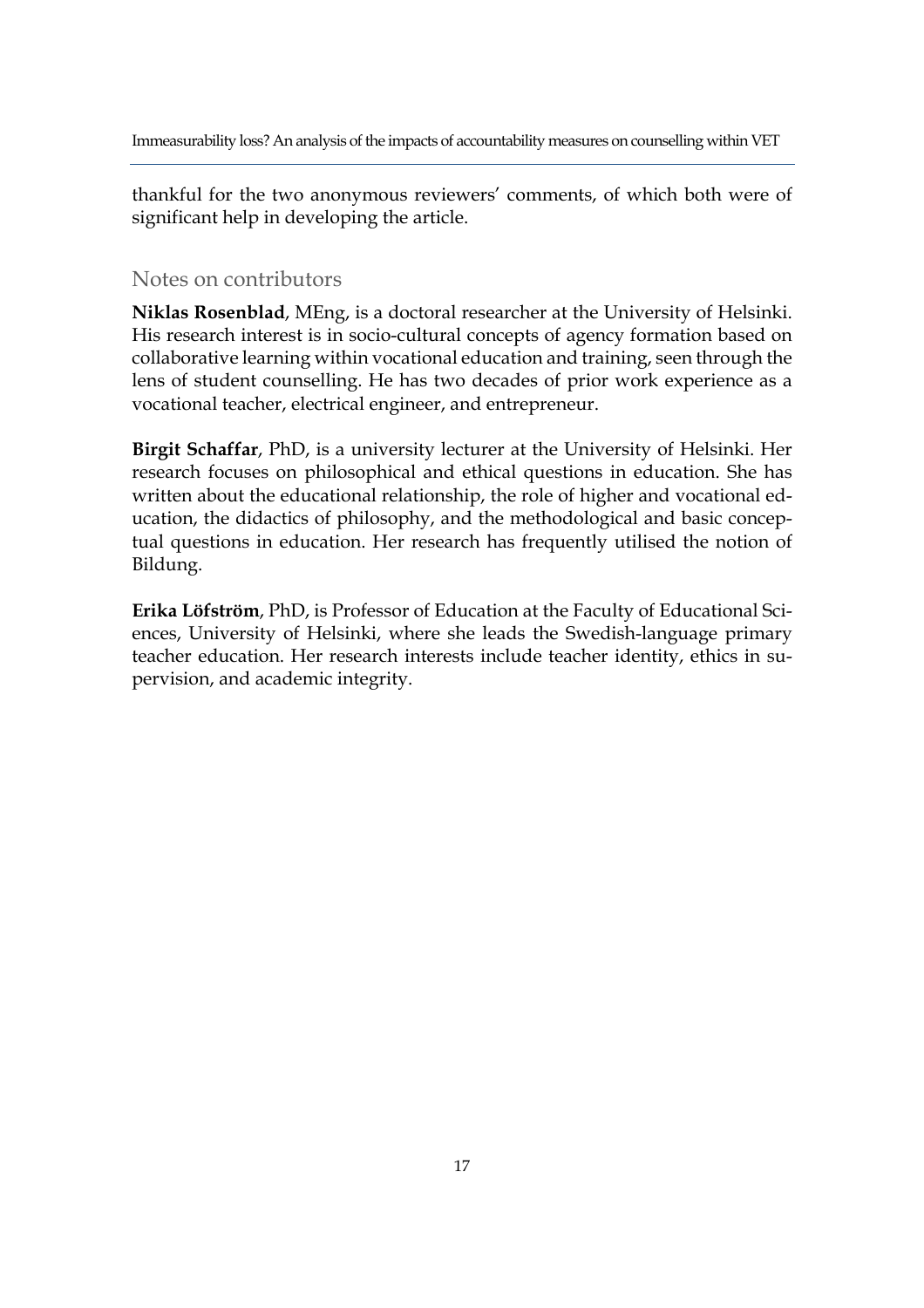thankful for the two anonymous reviewers' comments, of which both were of significant help in developing the article.

## Notes on contributors

**Niklas Rosenblad**, MEng, is a doctoral researcher at the University of Helsinki. His research interest is in socio-cultural concepts of agency formation based on collaborative learning within vocational education and training, seen through the lens of student counselling. He has two decades of prior work experience as a vocational teacher, electrical engineer, and entrepreneur.

**Birgit Schaffar**, PhD, is a university lecturer at the University of Helsinki. Her research focuses on philosophical and ethical questions in education. She has written about the educational relationship, the role of higher and vocational education, the didactics of philosophy, and the methodological and basic conceptual questions in education. Her research has frequently utilised the notion of Bildung.

**Erika Löfström**, PhD, is Professor of Education at the Faculty of Educational Sciences, University of Helsinki, where she leads the Swedish-language primary teacher education. Her research interests include teacher identity, ethics in supervision, and academic integrity.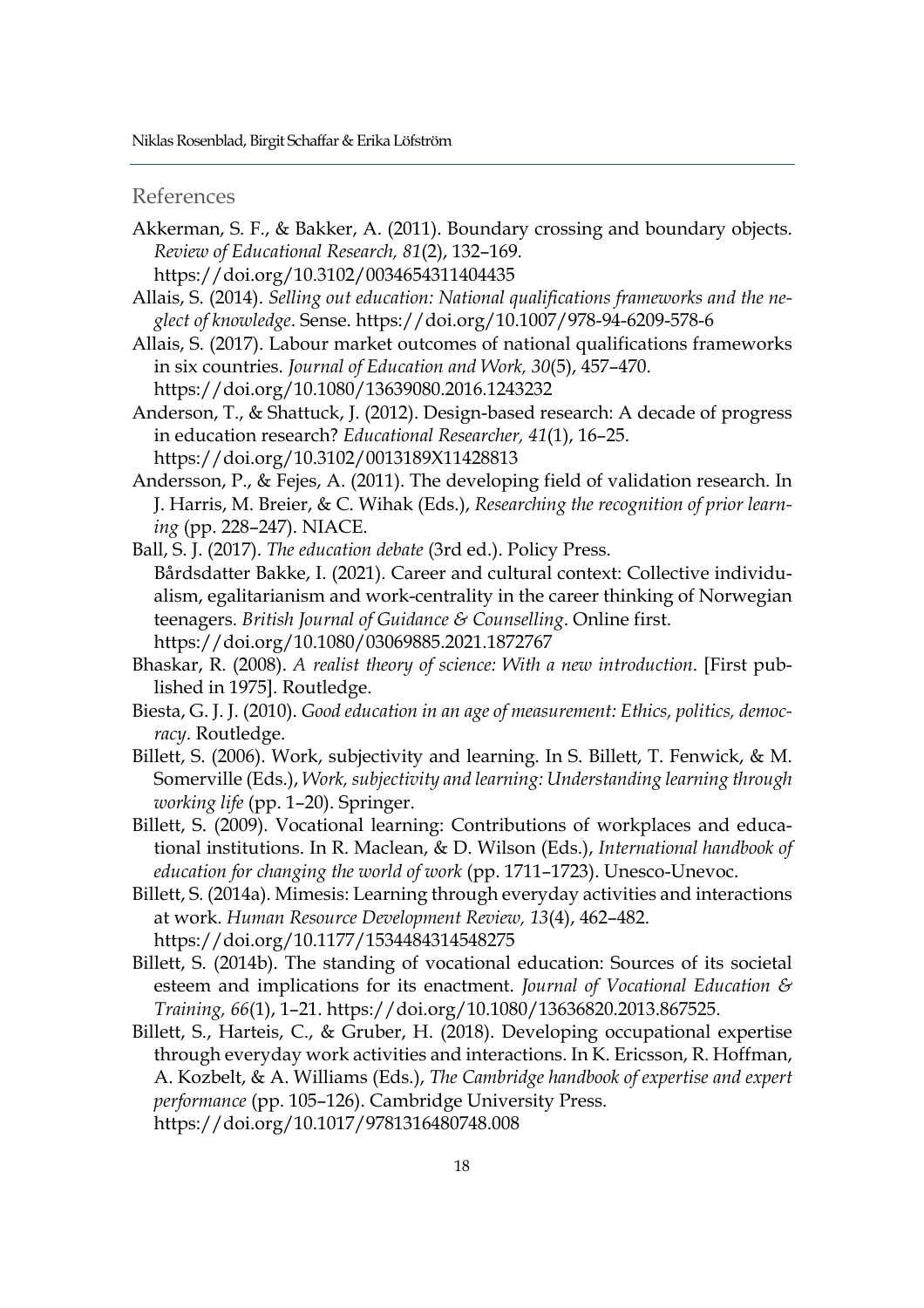## References

Akkerman, S. F., & Bakker, A. (2011). Boundary crossing and boundary objects. *Review of Educational Research, 81*(2), 132–169. https://doi.org/10.3102/0034654311404435

Allais, S. (2014). *Selling out education: National qualifications frameworks and the neglect of knowledge*. Sense. https://doi.org/10.1007/978-94-6209-578-6

Allais, S. (2017). Labour market outcomes of national qualifications frameworks in six countries. *Journal of Education and Work, 30*(5), 457–470. https://doi.org/10.1080/13639080.2016.1243232

Anderson, T., & Shattuck, J. (2012). Design-based research: A decade of progress in education research? *Educational Researcher, 41*(1), 16–25. https://doi.org/10.3102/0013189X11428813

Andersson, P., & Fejes, A. (2011). The developing field of validation research. In J. Harris, M. Breier, & C. Wihak (Eds.), *Researching the recognition of prior learning* (pp. 228–247). NIACE.

Ball, S. J. (2017). *The education debate* (3rd ed.). Policy Press.

Bårdsdatter Bakke, I. (2021). Career and cultural context: Collective individualism, egalitarianism and work-centrality in the career thinking of Norwegian teenagers. *British Journal of Guidance & Counselling*. Online first. https://doi.org/10.1080/03069885.2021.1872767

Bhaskar, R. (2008). *A realist theory of science: With a new introduction*. [First published in 1975]. Routledge.

Biesta, G. J. J. (2010). *Good education in an age of measurement: Ethics, politics, democracy*. Routledge.

Billett, S. (2006). Work, subjectivity and learning. In S. Billett, T. Fenwick, & M. Somerville (Eds.), *Work, subjectivity and learning: Understanding learning through working life* (pp. 1–20). Springer.

Billett, S. (2009). Vocational learning: Contributions of workplaces and educational institutions. In R. Maclean, & D. Wilson (Eds.), *International handbook of education for changing the world of work* (pp. 1711–1723). Unesco-Unevoc.

Billett, S. (2014a). Mimesis: Learning through everyday activities and interactions at work. *Human Resource Development Review, 13*(4), 462–482. https://doi.org/10.1177/1534484314548275

Billett, S. (2014b). The standing of vocational education: Sources of its societal esteem and implications for its enactment. *Journal of Vocational Education & Training, 66*(1), 1–21. https://doi.org/10.1080/13636820.2013.867525.

Billett, S., Harteis, C., & Gruber, H. (2018). Developing occupational expertise through everyday work activities and interactions. In K. Ericsson, R. Hoffman, A. Kozbelt, & A. Williams (Eds.), *The Cambridge handbook of expertise and expert performance* (pp. 105–126). Cambridge University Press. https://doi.org/10.1017/9781316480748.008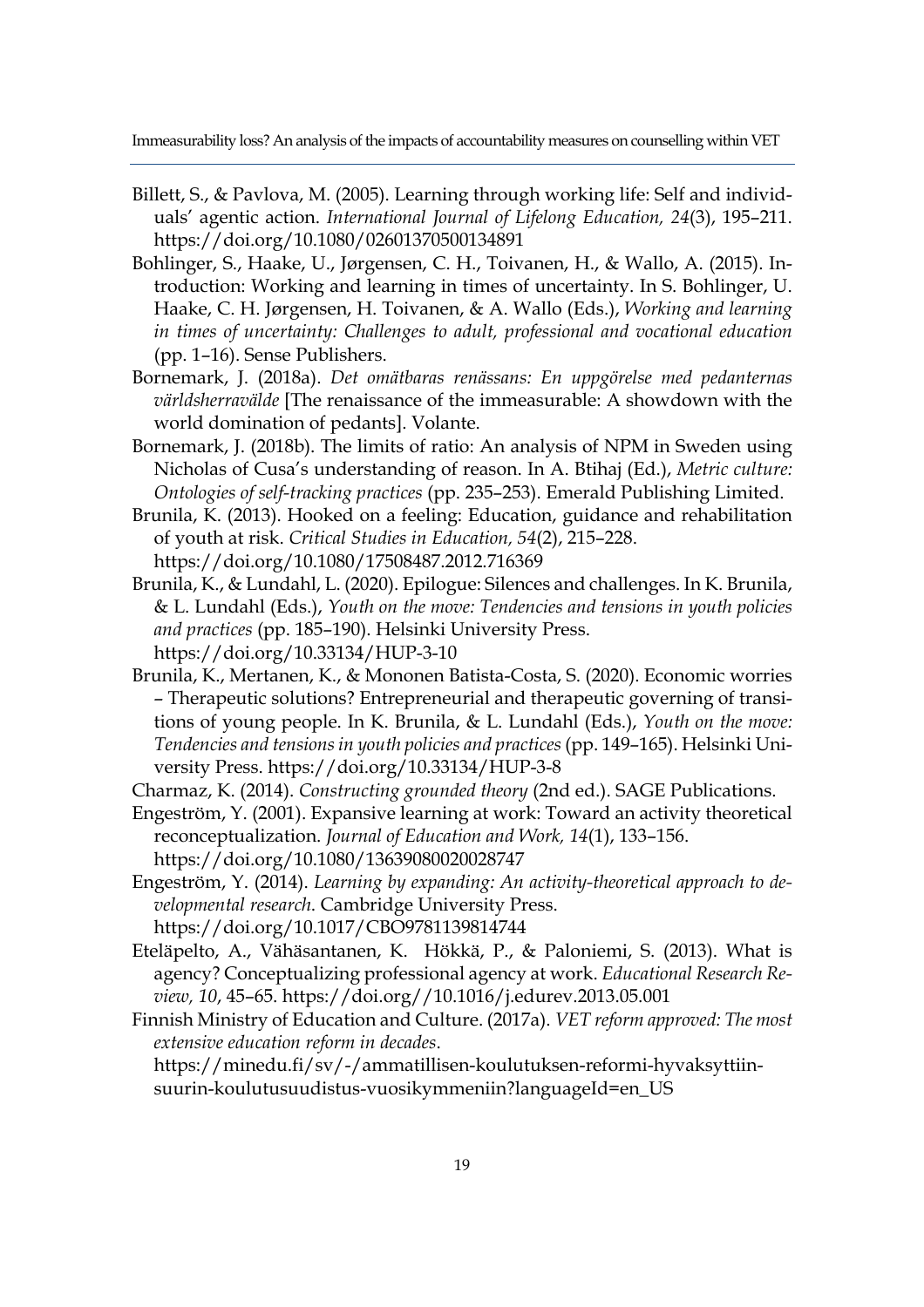Billett, S., & Pavlova, M. (2005). Learning through working life: Self and individuals' agentic action. *International Journal of Lifelong Education, 24*(3), 195–211. https://doi.org/10.1080/02601370500134891

Bohlinger, S., Haake, U., Jørgensen, C. H., Toivanen, H., & Wallo, A. (2015). Introduction: Working and learning in times of uncertainty. In S. Bohlinger, U. Haake, C. H. Jørgensen, H. Toivanen, & A. Wallo (Eds.), *Working and learning in times of uncertainty: Challenges to adult, professional and vocational education* (pp. 1–16). Sense Publishers.

Bornemark, J. (2018a). *Det omätbaras renässans: En uppgörelse med pedanternas världsherravälde* [The renaissance of the immeasurable: A showdown with the world domination of pedants]. Volante.

Bornemark, J. (2018b). The limits of ratio: An analysis of NPM in Sweden using Nicholas of Cusa's understanding of reason. In A. Btihaj (Ed.), *Metric culture: Ontologies of self-tracking practices* (pp. 235–253). Emerald Publishing Limited.

Brunila, K. (2013). Hooked on a feeling: Education, guidance and rehabilitation of youth at risk. *Critical Studies in Education, 54*(2), 215–228. https://doi.org/10.1080/17508487.2012.716369

Brunila, K., & Lundahl, L. (2020). Epilogue: Silences and challenges. In K. Brunila, & L. Lundahl (Eds.), *Youth on the move: Tendencies and tensions in youth policies and practices* (pp. 185–190). Helsinki University Press. https://doi.org/10.33134/HUP-3-10

Brunila, K., Mertanen, K., & Mononen Batista-Costa, S. (2020). Economic worries – Therapeutic solutions? Entrepreneurial and therapeutic governing of transitions of young people. In K. Brunila, & L. Lundahl (Eds.), *Youth on the move: Tendencies and tensions in youth policies and practices* (pp. 149–165). Helsinki University Press. https://doi.org/10.33134/HUP-3-8

Charmaz, K. (2014). *Constructing grounded theory* (2nd ed.). SAGE Publications.

Engeström, Y. (2001). Expansive learning at work: Toward an activity theoretical reconceptualization. *Journal of Education and Work, 14*(1), 133–156. https://doi.org/10.1080/13639080020028747

Engeström, Y. (2014). *Learning by expanding: An activity-theoretical approach to developmental research*. Cambridge University Press. https://doi.org/10.1017/CBO9781139814744

Eteläpelto, A., Vähäsantanen, K. Hökkä, P., & Paloniemi, S. (2013). What is agency? Conceptualizing professional agency at work. *Educational Research Review, 10*, 45–65. https://doi.org//10.1016/j.edurev.2013.05.001

Finnish Ministry of Education and Culture. (2017a). *VET reform approved: The most extensive education reform in decades*. https://minedu.fi/sv/-/ammatillisen-koulutuksen-reformi-hyvaksyttiin-suurin-koulutusuudistus-vuosikymmeniin?languageId=en_US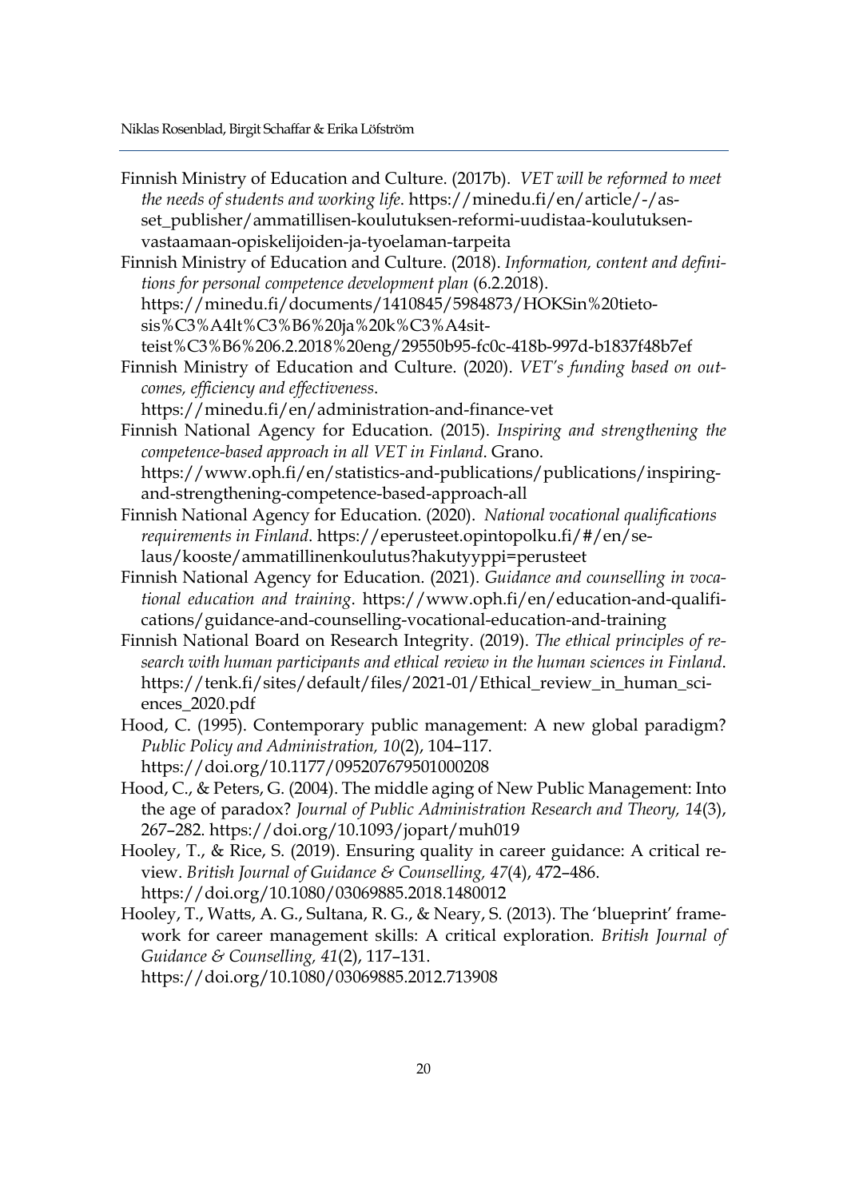Finnish Ministry of Education and Culture. (2017b). *VET will be reformed to meet the needs of students and working life*. https://minedu.fi/en/article/-/asset_publisher/ammatillisen-koulutuksen-reformi-uudistaa-koulutuksen-vastaamaan-opiskelijoiden-ja-tyoelaman-tarpeita

Finnish Ministry of Education and Culture. (2018). *Information, content and definitions for personal competence development plan* (6.2.2018). https://minedu.fi/documents/1410845/5984873/HOKSin%20tietosis%C3%A4lt%C3%B6%20ja%20k%C3%A4sitteist%C3%B6%206.2.2018%20eng/29550b95-fc0c-418b-997d-b1837f48b7ef

Finnish Ministry of Education and Culture. (2020). *VET's funding based on outcomes, efficiency and effectiveness*. https://minedu.fi/en/administration-and-finance-vet

Finnish National Agency for Education. (2015). *Inspiring and strengthening the competence-based approach in all VET in Finland*. Grano. https://www.oph.fi/en/statistics-and-publications/publications/inspiring-and-strengthening-competence-based-approach-all

Finnish National Agency for Education. (2020). *National vocational qualifications requirements in Finland*. https://eperusteet.opintopolku.fi/#/en/selaus/kooste/ammatillinenkoulutus?hakutyyppi=perusteet

Finnish National Agency for Education. (2021). *Guidance and counselling in vocational education and training*. https://www.oph.fi/en/education-and-qualifications/guidance-and-counselling-vocational-education-and-training

Finnish National Board on Research Integrity. (2019). *The ethical principles of research with human participants and ethical review in the human sciences in Finland*. https://tenk.fi/sites/default/files/2021-01/Ethical_review_in_human_sciences_2020.pdf

Hood, C. (1995). Contemporary public management: A new global paradigm? *Public Policy and Administration, 10*(2), 104–117. https://doi.org/10.1177/095207679501000208

Hood, C., & Peters, G. (2004). The middle aging of New Public Management: Into the age of paradox? *Journal of Public Administration Research and Theory, 14*(3), 267–282. https://doi.org/10.1093/jopart/muh019

Hooley, T., & Rice, S. (2019). Ensuring quality in career guidance: A critical review. *British Journal of Guidance & Counselling, 47*(4), 472–486. https://doi.org/10.1080/03069885.2018.1480012

Hooley, T., Watts, A. G., Sultana, R. G., & Neary, S. (2013). The 'blueprint' framework for career management skills: A critical exploration. *British Journal of Guidance & Counselling, 41*(2), 117–131. https://doi.org/10.1080/03069885.2012.713908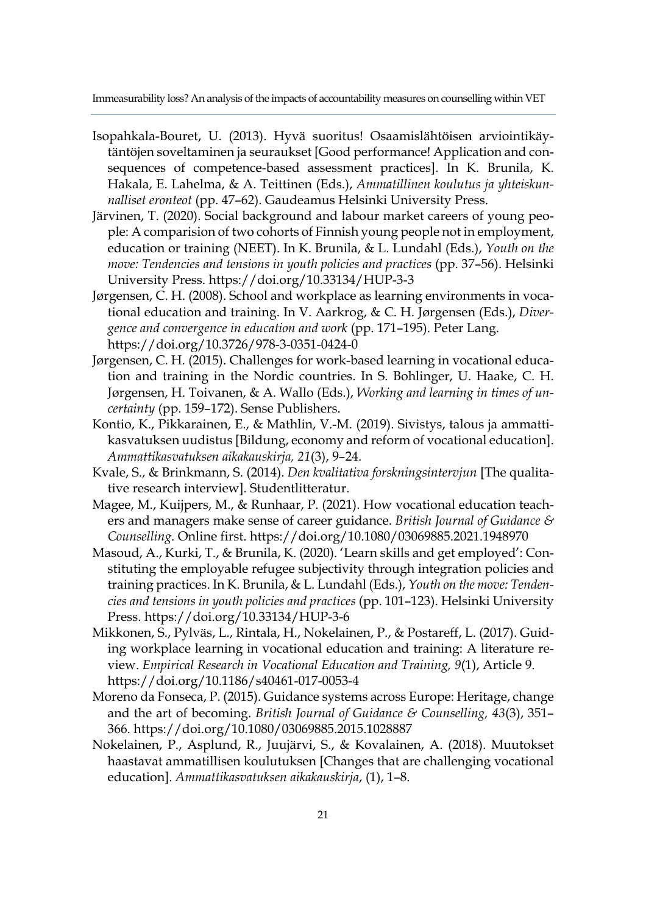Isopahkala-Bouret, U. (2013). Hyvä suoritus! Osaamislähtöisen arviointikäytäntöjen soveltaminen ja seuraukset [Good performance! Application and consequences of competence-based assessment practices]. In K. Brunila, K. Hakala, E. Lahelma, & A. Teittinen (Eds.), *Ammatillinen koulutus ja yhteiskunnalliset eronteot* (pp. 47–62). Gaudeamus Helsinki University Press.

Järvinen, T. (2020). Social background and labour market careers of young people: A comparision of two cohorts of Finnish young people not in employment, education or training (NEET). In K. Brunila, & L. Lundahl (Eds.), *Youth on the move: Tendencies and tensions in youth policies and practices* (pp. 37–56). Helsinki University Press. https://doi.org/10.33134/HUP-3-3

Jørgensen, C. H. (2008). School and workplace as learning environments in vocational education and training. In V. Aarkrog, & C. H. Jørgensen (Eds.), *Divergence and convergence in education and work* (pp. 171–195). Peter Lang. https://doi.org/10.3726/978-3-0351-0424-0

Jørgensen, C. H. (2015). Challenges for work-based learning in vocational education and training in the Nordic countries. In S. Bohlinger, U. Haake, C. H. Jørgensen, H. Toivanen, & A. Wallo (Eds.), *Working and learning in times of uncertainty* (pp. 159–172). Sense Publishers.

Kontio, K., Pikkarainen, E., & Mathlin, V.-M. (2019). Sivistys, talous ja ammattikasvatuksen uudistus [Bildung, economy and reform of vocational education]. *Ammattikasvatuksen aikakauskirja, 21*(3), 9–24.

Kvale, S., & Brinkmann, S. (2014). *Den kvalitativa forskningsintervjun* [The qualitative research interview]. Studentlitteratur.

Magee, M., Kuijpers, M., & Runhaar, P. (2021). How vocational education teachers and managers make sense of career guidance. *British Journal of Guidance & Counselling*. Online first. https://doi.org/10.1080/03069885.2021.1948970

Masoud, A., Kurki, T., & Brunila, K. (2020). 'Learn skills and get employed': Constituting the employable refugee subjectivity through integration policies and training practices. In K. Brunila, & L. Lundahl (Eds.), *Youth on the move: Tendencies and tensions in youth policies and practices* (pp. 101–123). Helsinki University Press. https://doi.org/10.33134/HUP-3-6

Mikkonen, S., Pylväs, L., Rintala, H., Nokelainen, P., & Postareff, L. (2017). Guiding workplace learning in vocational education and training: A literature review. *Empirical Research in Vocational Education and Training, 9*(1), Article 9. https://doi.org/10.1186/s40461-017-0053-4

Moreno da Fonseca, P. (2015). Guidance systems across Europe: Heritage, change and the art of becoming. *British Journal of Guidance & Counselling, 43*(3), 351–366. https://doi.org/10.1080/03069885.2015.1028887

Nokelainen, P., Asplund, R., Juujärvi, S., & Kovalainen, A. (2018). Muutokset haastavat ammatillisen koulutuksen [Changes that are challenging vocational education]. *Ammattikasvatuksen aikakauskirja*, (1), 1–8.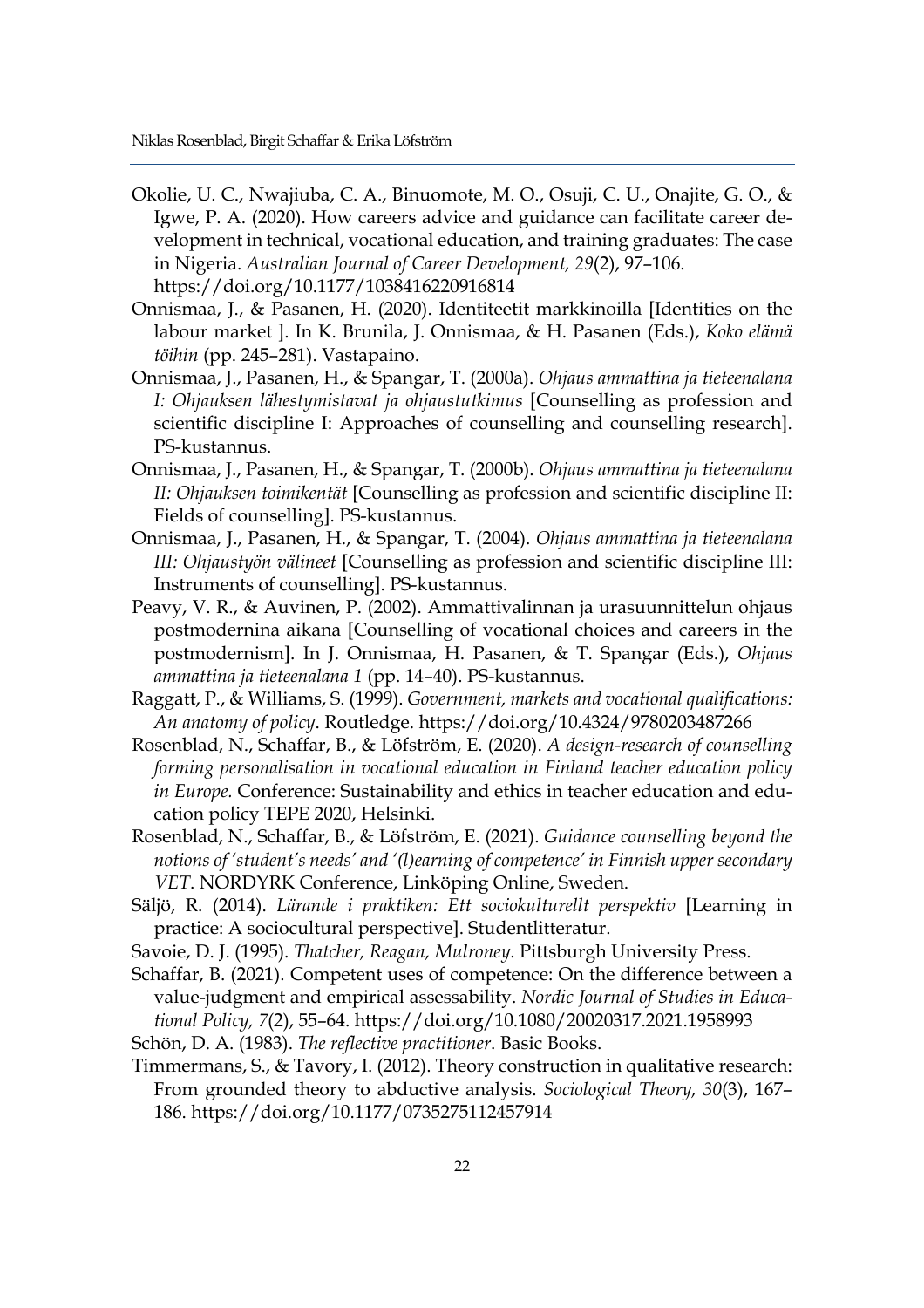Okolie, U. C., Nwajiuba, C. A., Binuomote, M. O., Osuji, C. U., Onajite, G. O., & Igwe, P. A. (2020). How careers advice and guidance can facilitate career development in technical, vocational education, and training graduates: The case in Nigeria. *Australian Journal of Career Development, 29*(2), 97–106. https://doi.org/10.1177/1038416220916814

Onnismaa, J., & Pasanen, H. (2020). Identiteetit markkinoilla [Identities on the labour market ]. In K. Brunila, J. Onnismaa, & H. Pasanen (Eds.), *Koko elämä töihin* (pp. 245–281). Vastapaino.

Onnismaa, J., Pasanen, H., & Spangar, T. (2000a). *Ohjaus ammattina ja tieteenalana I: Ohjauksen lähestymistavat ja ohjaustutkimus* [Counselling as profession and scientific discipline I: Approaches of counselling and counselling research]. PS-kustannus.

Onnismaa, J., Pasanen, H., & Spangar, T. (2000b). *Ohjaus ammattina ja tieteenalana II: Ohjauksen toimikentät* [Counselling as profession and scientific discipline II: Fields of counselling]. PS-kustannus.

Onnismaa, J., Pasanen, H., & Spangar, T. (2004). *Ohjaus ammattina ja tieteenalana III: Ohjaustyön välineet* [Counselling as profession and scientific discipline III: Instruments of counselling]. PS-kustannus.

Peavy, V. R., & Auvinen, P. (2002). Ammattivalinnan ja urasuunnittelun ohjaus postmodernina aikana [Counselling of vocational choices and careers in the postmodernism]. In J. Onnismaa, H. Pasanen, & T. Spangar (Eds.), *Ohjaus ammattina ja tieteenalana 1* (pp. 14–40). PS-kustannus.

Raggatt, P., & Williams, S. (1999). *Government, markets and vocational qualifications: An anatomy of policy*. Routledge. https://doi.org/10.4324/9780203487266

Rosenblad, N., Schaffar, B., & Löfström, E. (2020). *A design-research of counselling forming personalisation in vocational education in Finland teacher education policy in Europe.* Conference: Sustainability and ethics in teacher education and education policy TEPE 2020, Helsinki.

Rosenblad, N., Schaffar, B., & Löfström, E. (2021). *Guidance counselling beyond the notions of 'student's needs' and '(l)earning of competence' in Finnish upper secondary VET*. NORDYRK Conference, Linköping Online, Sweden.

Säljö, R. (2014). *Lärande i praktiken: Ett sociokulturellt perspektiv* [Learning in practice: A sociocultural perspective]. Studentlitteratur.

Savoie, D. J. (1995). *Thatcher, Reagan, Mulroney*. Pittsburgh University Press.

Schaffar, B. (2021). Competent uses of competence: On the difference between a value-judgment and empirical assessability. *Nordic Journal of Studies in Educational Policy, 7*(2), 55–64. https://doi.org/10.1080/20020317.2021.1958993

Schön, D. A. (1983). *The reflective practitioner*. Basic Books.

Timmermans, S., & Tavory, I. (2012). Theory construction in qualitative research: From grounded theory to abductive analysis. *Sociological Theory, 30*(3), 167–186. https://doi.org/10.1177/0735275112457914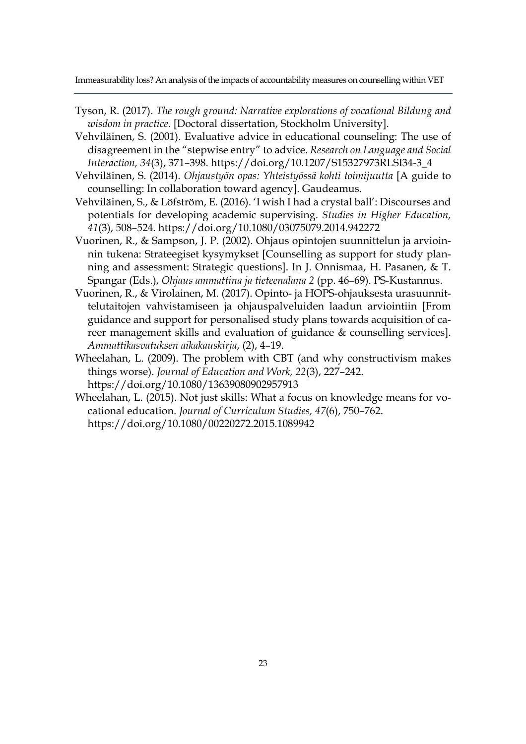Tyson, R. (2017). *The rough ground: Narrative explorations of vocational Bildung and wisdom in practice*. [Doctoral dissertation, Stockholm University].

Vehviläinen, S. (2001). Evaluative advice in educational counseling: The use of disagreement in the "stepwise entry" to advice. *Research on Language and Social Interaction, 34*(3), 371–398. https://doi.org/10.1207/S15327973RLSI34-3_4

Vehviläinen, S. (2014). *Ohjaustyön opas: Yhteistyössä kohti toimijuutta* [A guide to counselling: In collaboration toward agency]. Gaudeamus.

Vehviläinen, S., & Löfström, E. (2016). 'I wish I had a crystal ball': Discourses and potentials for developing academic supervising. *Studies in Higher Education, 41*(3), 508–524. https://doi.org/10.1080/03075079.2014.942272

Vuorinen, R., & Sampson, J. P. (2002). Ohjaus opintojen suunnittelun ja arvioinnin tukena: Strateegiset kysymykset [Counselling as support for study planning and assessment: Strategic questions]. In J. Onnismaa, H. Pasanen, & T. Spangar (Eds.), *Ohjaus ammattina ja tieteenalana 2* (pp. 46–69). PS-Kustannus.

Vuorinen, R., & Virolainen, M. (2017). Opinto- ja HOPS-ohjauksesta urasuunnittelutaitojen vahvistamiseen ja ohjauspalveluiden laadun arviointiin [From guidance and support for personalised study plans towards acquisition of career management skills and evaluation of guidance & counselling services]. *Ammattikasvatuksen aikakauskirja*, (2), 4–19.

Wheelahan, L. (2009). The problem with CBT (and why constructivism makes things worse). *Journal of Education and Work, 22*(3), 227–242. https://doi.org/10.1080/13639080902957913

Wheelahan, L. (2015). Not just skills: What a focus on knowledge means for vocational education. *Journal of Curriculum Studies, 47*(6), 750–762. https://doi.org/10.1080/00220272.2015.1089942